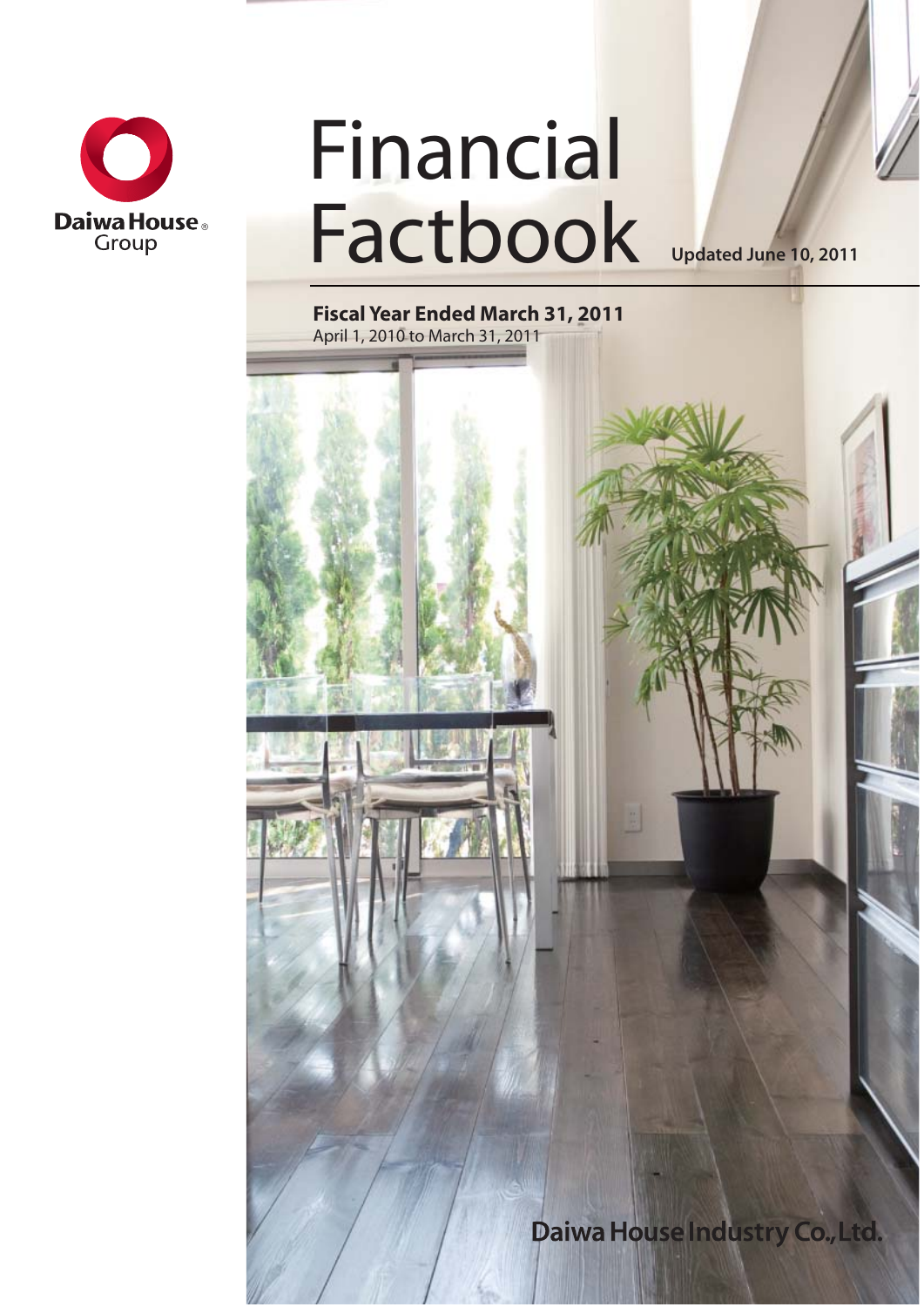Daiwa House Group

# Financial Factbook

Updated June 10, 2011

**Fiscal Year Ended March 31, 2011**
April 1, 2010 to March 31, 2011

**Daiwa House Industry Co.,Ltd.**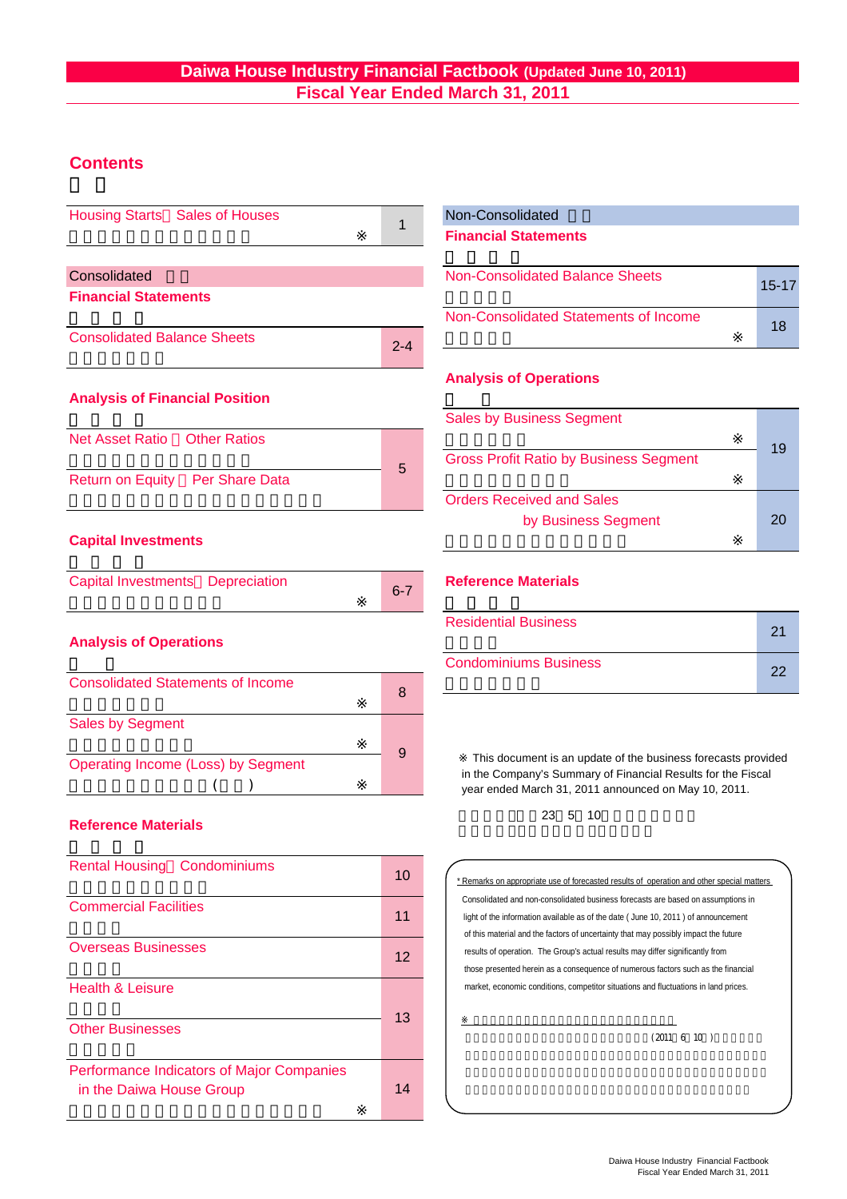# Daiwa House Industry Financial Factbook (Updated June 10, 2011)
## Fiscal Year Ended March 31, 2011

## Contents

| Section | | Page |
|---|---|---|
| Housing Starts・Sales of Houses | ※ | 1 |
| **Consolidated Financial Statements** | | |
| Consolidated Balance Sheets | | 2-4 |
| **Analysis of Financial Position** | | |
| Net Asset Ratio・Other Ratios | | 5 |
| Return on Equity・Per Share Data | | 5 |
| **Capital Investments** | | |
| Capital Investments・Depreciation | ※ | 6-7 |
| **Analysis of Operations** | | |
| Consolidated Statements of Income | ※ | 8 |
| Sales by Segment | ※ | 9 |
| Operating Income (Loss) by Segment | ※ | 9 |
| **Reference Materials** | | |
| Rental Housing・Condominiums | | 10 |
| Commercial Facilities | | 11 |
| Overseas Businesses | | 12 |
| Health & Leisure | | 13 |
| Other Businesses | | 13 |
| Performance Indicators of Major Companies in the Daiwa House Group | ※ | 14 |

| Section | | Page |
|---|---|---|
| **Non-Consolidated Financial Statements** | | |
| Non-Consolidated Balance Sheets | | 15-17 |
| Non-Consolidated Statements of Income | ※ | 18 |
| **Analysis of Operations** | | |
| Sales by Business Segment | ※ | 19 |
| Gross Profit Ratio by Business Segment | ※ | 19 |
| Orders Received and Sales by Business Segment | ※ | 20 |
| **Reference Materials** | | |
| Residential Business | | 21 |
| Condominiums Business | | 22 |

※ This document is an update of the business forecasts provided in the Company's Summary of Financial Results for the Fiscal year ended March 31, 2011 announced on May 10, 2011.

23 5 10

*Remarks on appropriate use of forecasted results of operation and other special matters

Consolidated and non-consolidated business forecasts are based on assumptions in light of the information available as of the date ( June 10, 2011 ) of announcement of this material and the factors of uncertainty that may possibly impact the future results of operation. The Group's actual results may differ significantly from those presented herein as a consequence of numerous factors such as the financial market, economic conditions, competitor situations and fluctuations in land prices.

※

(2011 6 10 )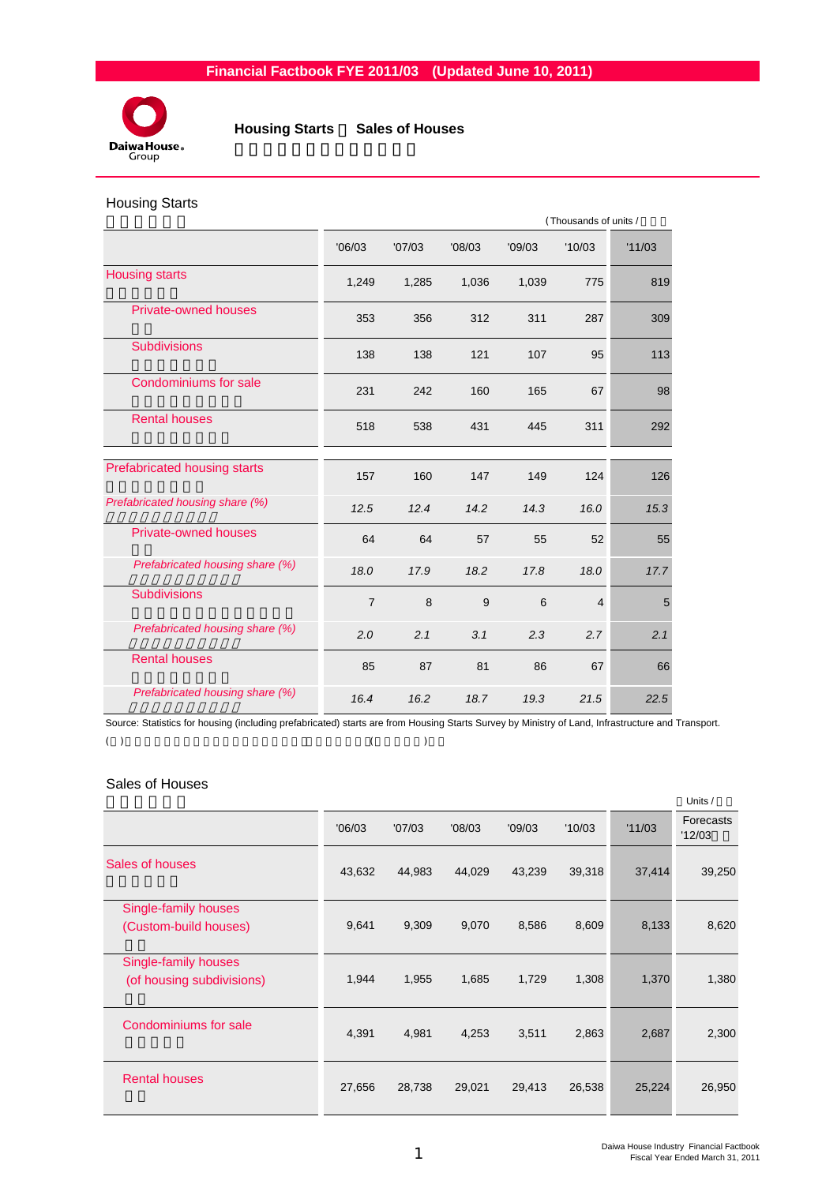# Financial Factbook FYE 2011/03 (Updated June 10, 2011)

## Housing Starts ・ Sales of Houses

### Housing Starts

(Thousands of units / 千戸)

| | '06/03 | '07/03 | '08/03 | '09/03 | '10/03 | '11/03 |
|---|---|---|---|---|---|---|
| Housing starts | 1,249 | 1,285 | 1,036 | 1,039 | 775 | 819 |
| Private-owned houses | 353 | 356 | 312 | 311 | 287 | 309 |
| Subdivisions | 138 | 138 | 121 | 107 | 95 | 113 |
| Condominiums for sale | 231 | 242 | 160 | 165 | 67 | 98 |
| Rental houses | 518 | 538 | 431 | 445 | 311 | 292 |
| Prefabricated housing starts | 157 | 160 | 147 | 149 | 124 | 126 |
| *Prefabricated housing share (%)* | *12.5* | *12.4* | *14.2* | *14.3* | *16.0* | *15.3* |
| Private-owned houses | 64 | 64 | 57 | 55 | 52 | 55 |
| *Prefabricated housing share (%)* | *18.0* | *17.9* | *18.2* | *17.8* | *18.0* | *17.7* |
| Subdivisions | 7 | 8 | 9 | 6 | 4 | 5 |
| *Prefabricated housing share (%)* | *2.0* | *2.1* | *3.1* | *2.3* | *2.7* | *2.1* |
| Rental houses | 85 | 87 | 81 | 86 | 67 | 66 |
| *Prefabricated housing share (%)* | *16.4* | *16.2* | *18.7* | *19.3* | *21.5* | *22.5* |

Source: Statistics for housing (including prefabricated) starts are from Housing Starts Survey by Ministry of Land, Infrastructure and Transport.

### Sales of Houses

Units / 戸数

| | '06/03 | '07/03 | '08/03 | '09/03 | '10/03 | '11/03 | Forecasts '12/03 |
|---|---|---|---|---|---|---|---|
| Sales of houses | 43,632 | 44,983 | 44,029 | 43,239 | 39,318 | 37,414 | 39,250 |
| Single-family houses (Custom-build houses) | 9,641 | 9,309 | 9,070 | 8,586 | 8,609 | 8,133 | 8,620 |
| Single-family houses (of housing subdivisions) | 1,944 | 1,955 | 1,685 | 1,729 | 1,308 | 1,370 | 1,380 |
| Condominiums for sale | 4,391 | 4,981 | 4,253 | 3,511 | 2,863 | 2,687 | 2,300 |
| Rental houses | 27,656 | 28,738 | 29,021 | 29,413 | 26,538 | 25,224 | 26,950 |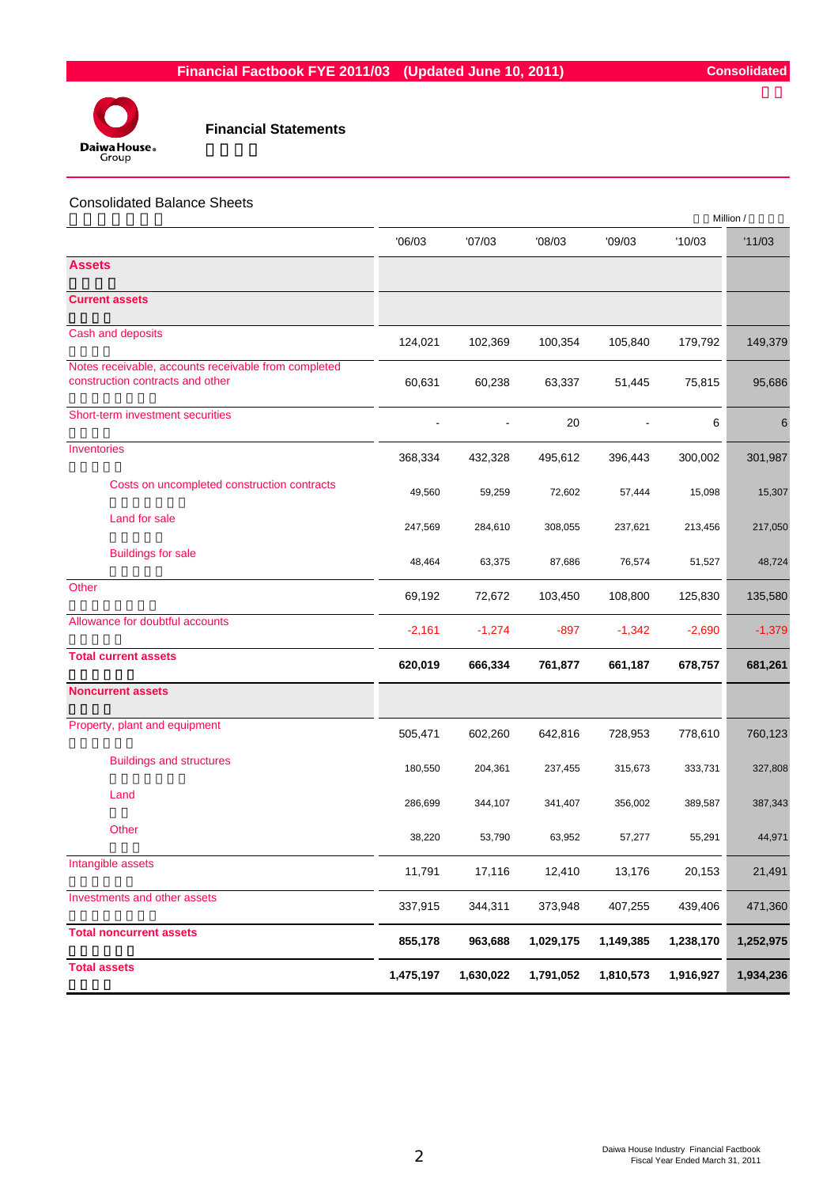# Financial Factbook FYE 2011/03 (Updated June 10, 2011)

Consolidated

## Financial Statements

### Consolidated Balance Sheets

Million /

| | '06/03 | '07/03 | '08/03 | '09/03 | '10/03 | '11/03 |
|---|---|---|---|---|---|---|
| **Assets** | | | | | | |
| **Current assets** | | | | | | |
| Cash and deposits | 124,021 | 102,369 | 100,354 | 105,840 | 179,792 | 149,379 |
| Notes receivable, accounts receivable from completed construction contracts and other | 60,631 | 60,238 | 63,337 | 51,445 | 75,815 | 95,686 |
| Short-term investment securities | - | - | 20 | - | 6 | 6 |
| Inventories | 368,334 | 432,328 | 495,612 | 396,443 | 300,002 | 301,987 |
| Costs on uncompleted construction contracts | 49,560 | 59,259 | 72,602 | 57,444 | 15,098 | 15,307 |
| Land for sale | 247,569 | 284,610 | 308,055 | 237,621 | 213,456 | 217,050 |
| Buildings for sale | 48,464 | 63,375 | 87,686 | 76,574 | 51,527 | 48,724 |
| Other | 69,192 | 72,672 | 103,450 | 108,800 | 125,830 | 135,580 |
| Allowance for doubtful accounts | -2,161 | -1,274 | -897 | -1,342 | -2,690 | -1,379 |
| **Total current assets** | **620,019** | **666,334** | **761,877** | **661,187** | **678,757** | **681,261** |
| **Noncurrent assets** | | | | | | |
| Property, plant and equipment | 505,471 | 602,260 | 642,816 | 728,953 | 778,610 | 760,123 |
| Buildings and structures | 180,550 | 204,361 | 237,455 | 315,673 | 333,731 | 327,808 |
| Land | 286,699 | 344,107 | 341,407 | 356,002 | 389,587 | 387,343 |
| Other | 38,220 | 53,790 | 63,952 | 57,277 | 55,291 | 44,971 |
| Intangible assets | 11,791 | 17,116 | 12,410 | 13,176 | 20,153 | 21,491 |
| Investments and other assets | 337,915 | 344,311 | 373,948 | 407,255 | 439,406 | 471,360 |
| **Total noncurrent assets** | **855,178** | **963,688** | **1,029,175** | **1,149,385** | **1,238,170** | **1,252,975** |
| **Total assets** | **1,475,197** | **1,630,022** | **1,791,052** | **1,810,573** | **1,916,927** | **1,934,236** |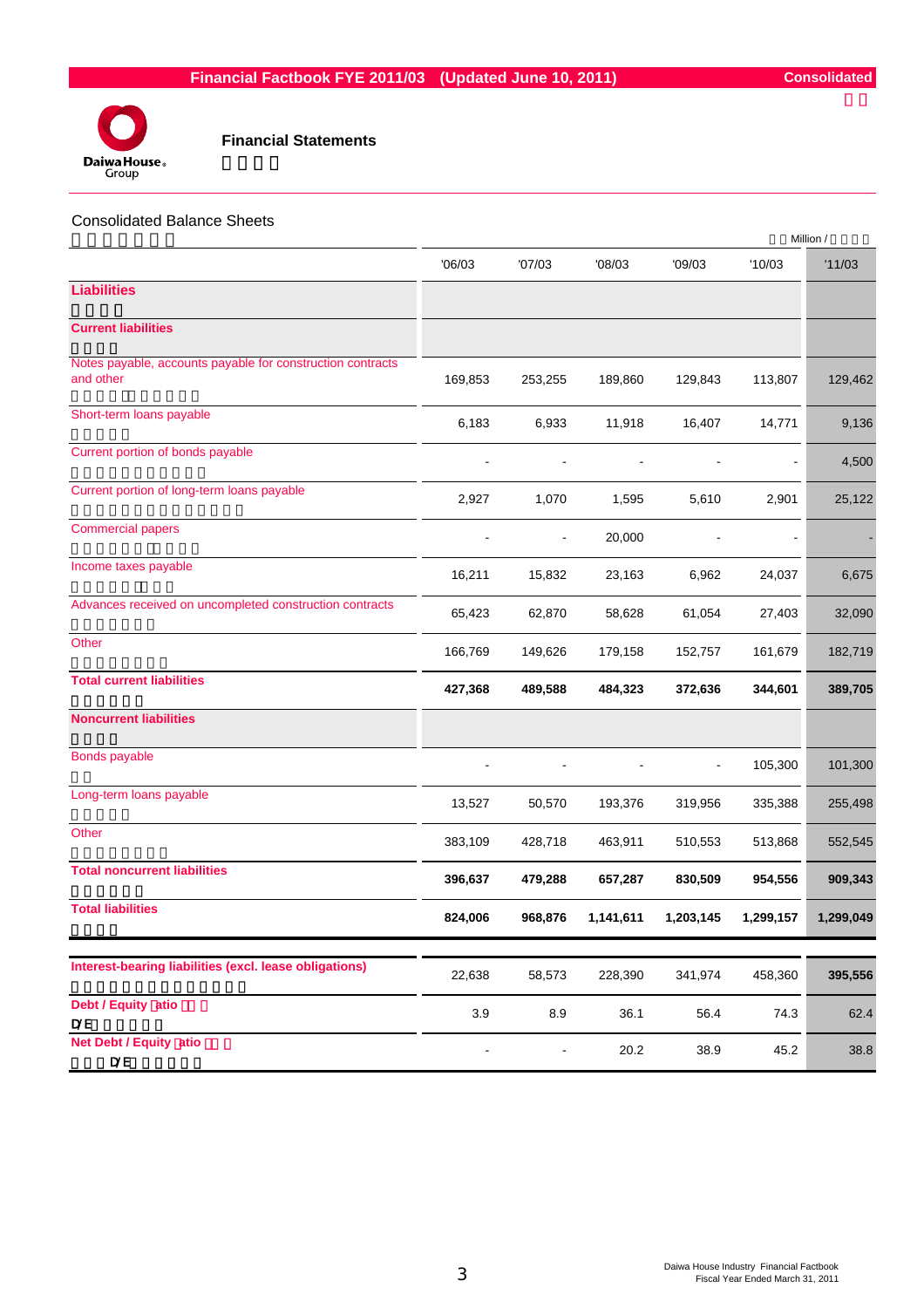Financial Factbook FYE 2011/03 (Updated June 10, 2011) — Consolidated

## Financial Statements

### Consolidated Balance Sheets

Million /

| | '06/03 | '07/03 | '08/03 | '09/03 | '10/03 | '11/03 |
|---|---|---|---|---|---|---|
| **Liabilities** | | | | | | |
| **Current liabilities** | | | | | | |
| Notes payable, accounts payable for construction contracts and other | 169,853 | 253,255 | 189,860 | 129,843 | 113,807 | 129,462 |
| Short-term loans payable | 6,183 | 6,933 | 11,918 | 16,407 | 14,771 | 9,136 |
| Current portion of bonds payable | - | - | - | - | - | 4,500 |
| Current portion of long-term loans payable | 2,927 | 1,070 | 1,595 | 5,610 | 2,901 | 25,122 |
| Commercial papers | - | - | 20,000 | - | - | - |
| Income taxes payable | 16,211 | 15,832 | 23,163 | 6,962 | 24,037 | 6,675 |
| Advances received on uncompleted construction contracts | 65,423 | 62,870 | 58,628 | 61,054 | 27,403 | 32,090 |
| Other | 166,769 | 149,626 | 179,158 | 152,757 | 161,679 | 182,719 |
| **Total current liabilities** | **427,368** | **489,588** | **484,323** | **372,636** | **344,601** | **389,705** |
| **Noncurrent liabilities** | | | | | | |
| Bonds payable | - | - | - | - | 105,300 | 101,300 |
| Long-term loans payable | 13,527 | 50,570 | 193,376 | 319,956 | 335,388 | 255,498 |
| Other | 383,109 | 428,718 | 463,911 | 510,553 | 513,868 | 552,545 |
| **Total noncurrent liabilities** | **396,637** | **479,288** | **657,287** | **830,509** | **954,556** | **909,343** |
| **Total liabilities** | **824,006** | **968,876** | **1,141,611** | **1,203,145** | **1,299,157** | **1,299,049** |
| | | | | | | |
| **Interest-bearing liabilities (excl. lease obligations)** | 22,638 | 58,573 | 228,390 | 341,974 | 458,360 | **395,556** |
| **Debt / Equity Ratio** D/E | 3.9 | 8.9 | 36.1 | 56.4 | 74.3 | 62.4 |
| **Net Debt / Equity Ratio** D/E | - | - | 20.2 | 38.9 | 45.2 | 38.8 |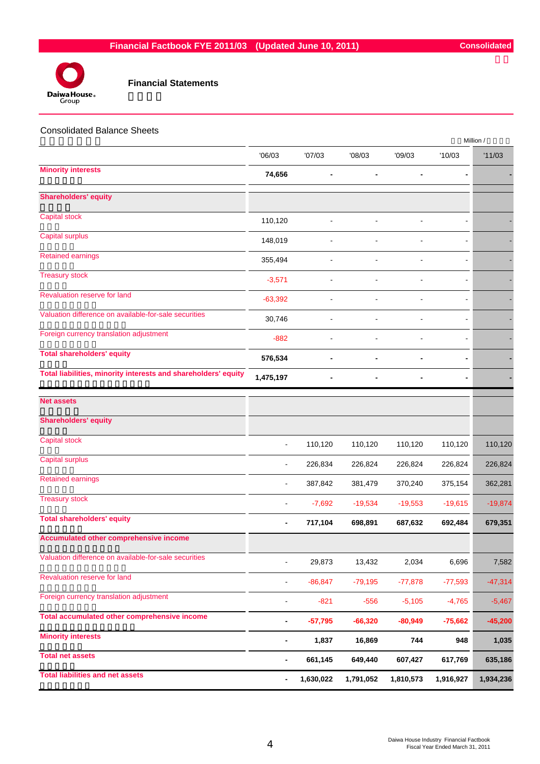## Financial Statements

### Consolidated Balance Sheets

Million /

| | '06/03 | '07/03 | '08/03 | '09/03 | '10/03 | '11/03 |
|---|---|---|---|---|---|---|
| **Minority interests** | **74,656** | **-** | **-** | **-** | **-** | **-** |
| **Shareholders' equity** | | | | | | |
| Capital stock | 110,120 | - | - | - | - | - |
| Capital surplus | 148,019 | - | - | - | - | - |
| Retained earnings | 355,494 | - | - | - | - | - |
| Treasury stock | -3,571 | - | - | - | - | - |
| Revaluation reserve for land | -63,392 | - | - | - | - | - |
| Valuation difference on available-for-sale securities | 30,746 | - | - | - | - | - |
| Foreign currency translation adjustment | -882 | - | - | - | - | - |
| **Total shareholders' equity** | **576,534** | **-** | **-** | **-** | **-** | **-** |
| **Total liabilities, minority interests and shareholders' equity** | **1,475,197** | **-** | **-** | **-** | **-** | **-** |
| **Net assets** | | | | | | |
| **Shareholders' equity** | | | | | | |
| Capital stock | - | 110,120 | 110,120 | 110,120 | 110,120 | 110,120 |
| Capital surplus | - | 226,834 | 226,824 | 226,824 | 226,824 | 226,824 |
| Retained earnings | - | 387,842 | 381,479 | 370,240 | 375,154 | 362,281 |
| Treasury stock | - | -7,692 | -19,534 | -19,553 | -19,615 | -19,874 |
| **Total shareholders' equity** | **-** | **717,104** | **698,891** | **687,632** | **692,484** | **679,351** |
| **Accumulated other comprehensive income** | | | | | | |
| Valuation difference on available-for-sale securities | - | 29,873 | 13,432 | 2,034 | 6,696 | 7,582 |
| Revaluation reserve for land | - | -86,847 | -79,195 | -77,878 | -77,593 | -47,314 |
| Foreign currency translation adjustment | - | -821 | -556 | -5,105 | -4,765 | -5,467 |
| **Total accumulated other comprehensive income** | **-** | **-57,795** | **-66,320** | **-80,949** | **-75,662** | **-45,200** |
| **Minority interests** | **-** | **1,837** | **16,869** | **744** | **948** | **1,035** |
| **Total net assets** | **-** | **661,145** | **649,440** | **607,427** | **617,769** | **635,186** |
| **Total liabilities and net assets** | **-** | **1,630,022** | **1,791,052** | **1,810,573** | **1,916,927** | **1,934,236** |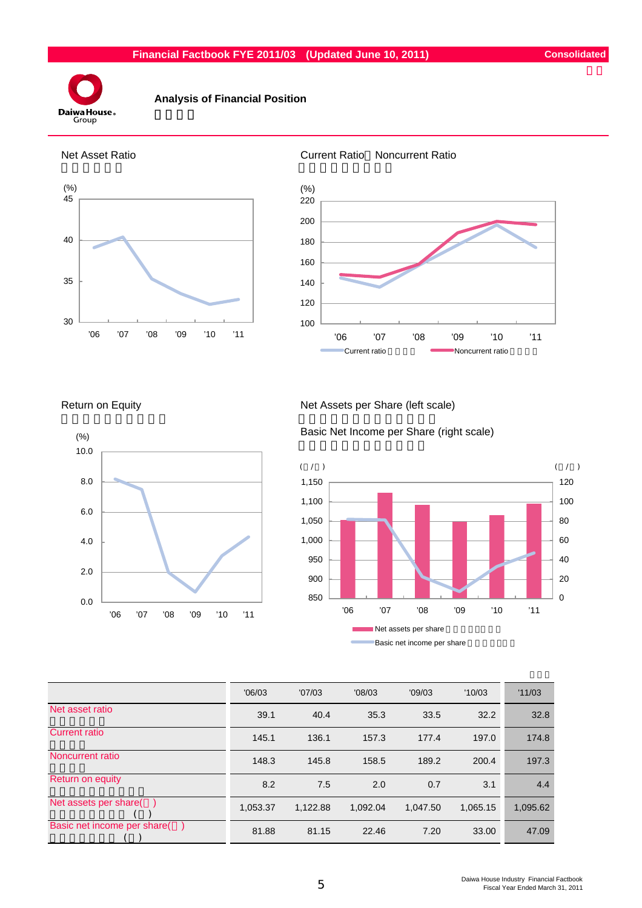# Analysis of Financial Position

### Net Asset Ratio

### Current Ratio, Noncurrent Ratio

### Return on Equity

### Net Assets per Share (left scale)

### Basic Net Income per Share (right scale)

| | '06/03 | '07/03 | '08/03 | '09/03 | '10/03 | '11/03 |
|---|---|---|---|---|---|---|
| Net asset ratio | 39.1 | 40.4 | 35.3 | 33.5 | 32.2 | 32.8 |
| Current ratio | 145.1 | 136.1 | 157.3 | 177.4 | 197.0 | 174.8 |
| Noncurrent ratio | 148.3 | 145.8 | 158.5 | 189.2 | 200.4 | 197.3 |
| Return on equity | 8.2 | 7.5 | 2.0 | 0.7 | 3.1 | 4.4 |
| Net assets per share | 1,053.37 | 1,122.88 | 1,092.04 | 1,047.50 | 1,065.15 | 1,095.62 |
| Basic net income per share | 81.88 | 81.15 | 22.46 | 7.20 | 33.00 | 47.09 |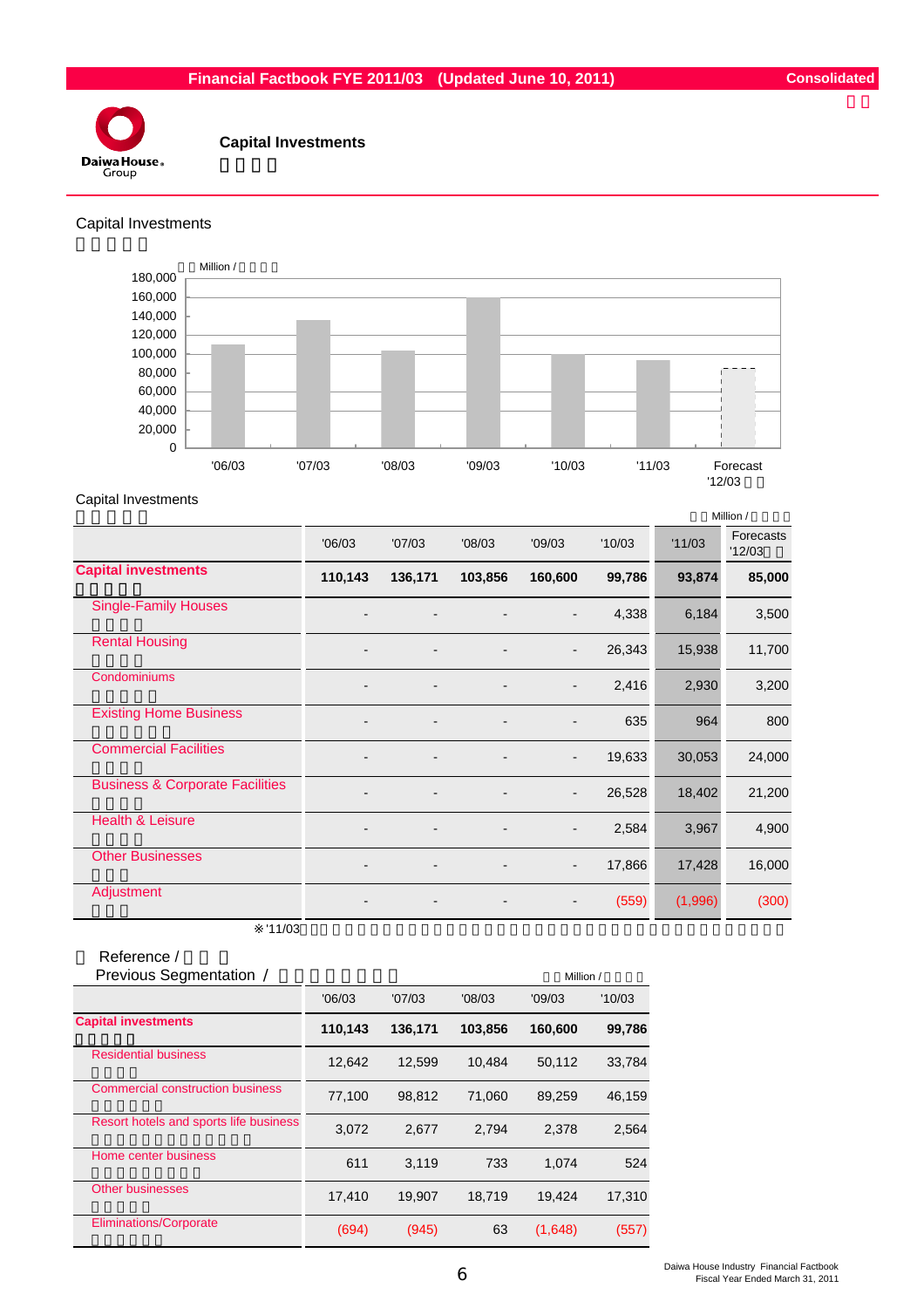# Capital Investments

設備投資

## Capital Investments

設備投資

Million / 百万円

| | '06/03 | '07/03 | '08/03 | '09/03 | '10/03 | '11/03 | Forecast '12/03 |
|---|---|---|---|---|---|---|---|
| Value | 110,143 | 136,171 | 103,856 | 160,600 | 99,786 | 93,874 | 85,000 |

## Capital Investments

設備投資

Million / 単位：百万円

| | '06/03 | '07/03 | '08/03 | '09/03 | '10/03 | '11/03 | Forecasts '12/03 |
|---|---|---|---|---|---|---|---|
| **Capital investments** 設備投資 | **110,143** | **136,171** | **103,856** | **160,600** | **99,786** | **93,874** | **85,000** |
| Single-Family Houses 住宅事業 | - | - | - | - | 4,338 | 6,184 | 3,500 |
| Rental Housing 賃貸住宅 | - | - | - | - | 26,343 | 15,938 | 11,700 |
| Condominiums マンション | - | - | - | - | 2,416 | 2,930 | 3,200 |
| Existing Home Business | - | - | - | - | 635 | 964 | 800 |
| Commercial Facilities 商業施設 | - | - | - | - | 19,633 | 30,053 | 24,000 |
| Business & Corporate Facilities | - | - | - | - | 26,528 | 18,402 | 21,200 |
| Health & Leisure 健康余暇 | - | - | - | - | 2,584 | 3,967 | 4,900 |
| Other Businesses その他 | - | - | - | - | 17,866 | 17,428 | 16,000 |
| Adjustment 調整額 | - | - | - | - | (559) | (1,996) | (300) |

※'11/03

Reference / 参考

Previous Segmentation /

Million / 百万円

| | '06/03 | '07/03 | '08/03 | '09/03 | '10/03 |
|---|---|---|---|---|---|
| **Capital investments** 設備投資 | **110,143** | **136,171** | **103,856** | **160,600** | **99,786** |
| Residential business | 12,642 | 12,599 | 10,484 | 50,112 | 33,784 |
| Commercial construction business | 77,100 | 98,812 | 71,060 | 89,259 | 46,159 |
| Resort hotels and sports life business | 3,072 | 2,677 | 2,794 | 2,378 | 2,564 |
| Home center business | 611 | 3,119 | 733 | 1,074 | 524 |
| Other businesses | 17,410 | 19,907 | 18,719 | 19,424 | 17,310 |
| Eliminations/Corporate | (694) | (945) | 63 | (1,648) | (557) |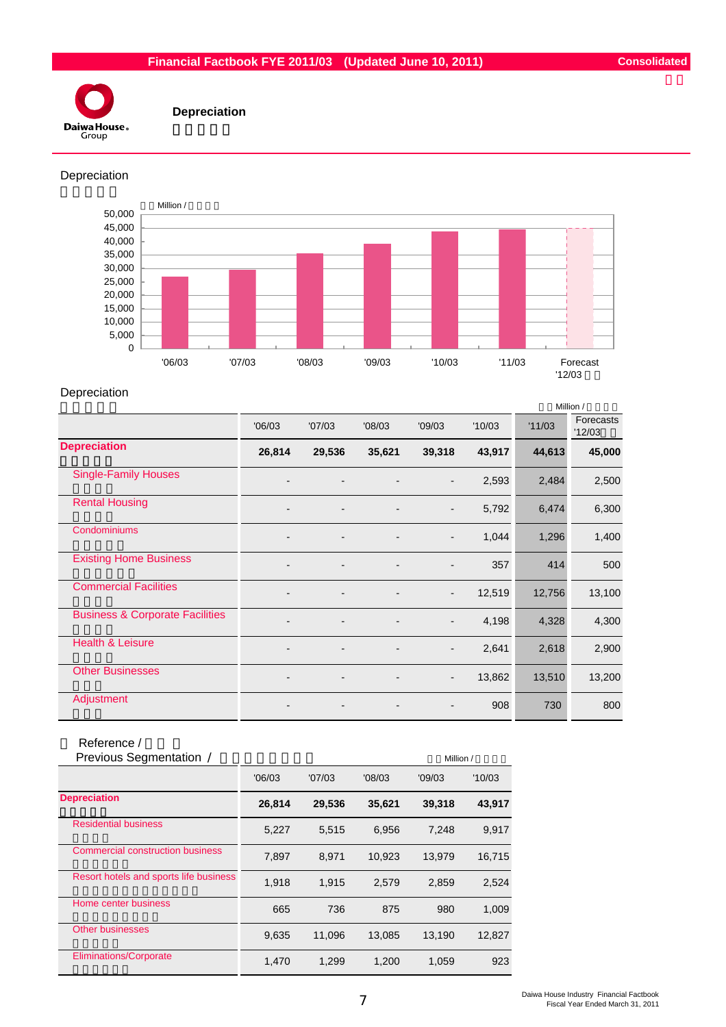# Depreciation

## Depreciation

Million /

(Chart: Depreciation by fiscal year — '06/03, '07/03, '08/03, '09/03, '10/03, '11/03, Forecast '12/03)

## Depreciation

Million /

| | '06/03 | '07/03 | '08/03 | '09/03 | '10/03 | '11/03 | Forecasts '12/03 |
|---|---|---|---|---|---|---|---|
| **Depreciation** | **26,814** | **29,536** | **35,621** | **39,318** | **43,917** | **44,613** | **45,000** |
| Single-Family Houses | - | - | - | - | 2,593 | 2,484 | 2,500 |
| Rental Housing | - | - | - | - | 5,792 | 6,474 | 6,300 |
| Condominiums | - | - | - | - | 1,044 | 1,296 | 1,400 |
| Existing Home Business | - | - | - | - | 357 | 414 | 500 |
| Commercial Facilities | - | - | - | - | 12,519 | 12,756 | 13,100 |
| Business & Corporate Facilities | - | - | - | - | 4,198 | 4,328 | 4,300 |
| Health & Leisure | - | - | - | - | 2,641 | 2,618 | 2,900 |
| Other Businesses | - | - | - | - | 13,862 | 13,510 | 13,200 |
| Adjustment | - | - | - | - | 908 | 730 | 800 |

Reference /
Previous Segmentation /

Million /

| | '06/03 | '07/03 | '08/03 | '09/03 | '10/03 |
|---|---|---|---|---|---|
| **Depreciation** | **26,814** | **29,536** | **35,621** | **39,318** | **43,917** |
| Residential business | 5,227 | 5,515 | 6,956 | 7,248 | 9,917 |
| Commercial construction business | 7,897 | 8,971 | 10,923 | 13,979 | 16,715 |
| Resort hotels and sports life business | 1,918 | 1,915 | 2,579 | 2,859 | 2,524 |
| Home center business | 665 | 736 | 875 | 980 | 1,009 |
| Other businesses | 9,635 | 11,096 | 13,085 | 13,190 | 12,827 |
| Eliminations/Corporate | 1,470 | 1,299 | 1,200 | 1,059 | 923 |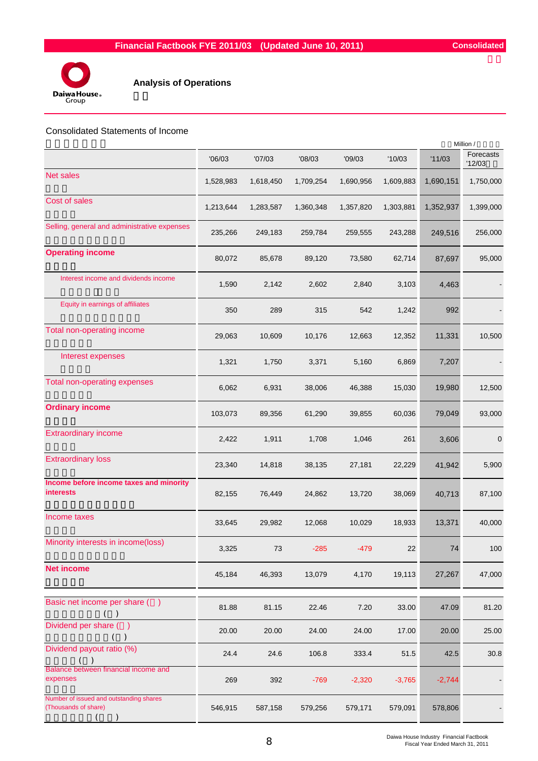# Analysis of Operations

## Consolidated Statements of Income

Million /

| | '06/03 | '07/03 | '08/03 | '09/03 | '10/03 | '11/03 | Forecasts '12/03 |
|---|---|---|---|---|---|---|---|
| Net sales | 1,528,983 | 1,618,450 | 1,709,254 | 1,690,956 | 1,609,883 | 1,690,151 | 1,750,000 |
| Cost of sales | 1,213,644 | 1,283,587 | 1,360,348 | 1,357,820 | 1,303,881 | 1,352,937 | 1,399,000 |
| Selling, general and administrative expenses | 235,266 | 249,183 | 259,784 | 259,555 | 243,288 | 249,516 | 256,000 |
| **Operating income** | 80,072 | 85,678 | 89,120 | 73,580 | 62,714 | 87,697 | 95,000 |
| Interest income and dividends income | 1,590 | 2,142 | 2,602 | 2,840 | 3,103 | 4,463 | - |
| Equity in earnings of affiliates | 350 | 289 | 315 | 542 | 1,242 | 992 | - |
| Total non-operating income | 29,063 | 10,609 | 10,176 | 12,663 | 12,352 | 11,331 | 10,500 |
| Interest expenses | 1,321 | 1,750 | 3,371 | 5,160 | 6,869 | 7,207 | - |
| Total non-operating expenses | 6,062 | 6,931 | 38,006 | 46,388 | 15,030 | 19,980 | 12,500 |
| **Ordinary income** | 103,073 | 89,356 | 61,290 | 39,855 | 60,036 | 79,049 | 93,000 |
| Extraordinary income | 2,422 | 1,911 | 1,708 | 1,046 | 261 | 3,606 | 0 |
| Extraordinary loss | 23,340 | 14,818 | 38,135 | 27,181 | 22,229 | 41,942 | 5,900 |
| **Income before income taxes and minority interests** | 82,155 | 76,449 | 24,862 | 13,720 | 38,069 | 40,713 | 87,100 |
| Income taxes | 33,645 | 29,982 | 12,068 | 10,029 | 18,933 | 13,371 | 40,000 |
| Minority interests in income(loss) | 3,325 | 73 | -285 | -479 | 22 | 74 | 100 |
| **Net income** | 45,184 | 46,393 | 13,079 | 4,170 | 19,113 | 27,267 | 47,000 |
| Basic net income per share ( ) | 81.88 | 81.15 | 22.46 | 7.20 | 33.00 | 47.09 | 81.20 |
| Dividend per share ( ) | 20.00 | 20.00 | 24.00 | 24.00 | 17.00 | 20.00 | 25.00 |
| Dividend payout ratio (%) | 24.4 | 24.6 | 106.8 | 333.4 | 51.5 | 42.5 | 30.8 |
| Balance between financial income and expenses | 269 | 392 | -769 | -2,320 | -3,765 | -2,744 | - |
| Number of issued and outstanding shares (Thousands of share) | 546,915 | 587,158 | 579,256 | 579,171 | 579,091 | 578,806 | - |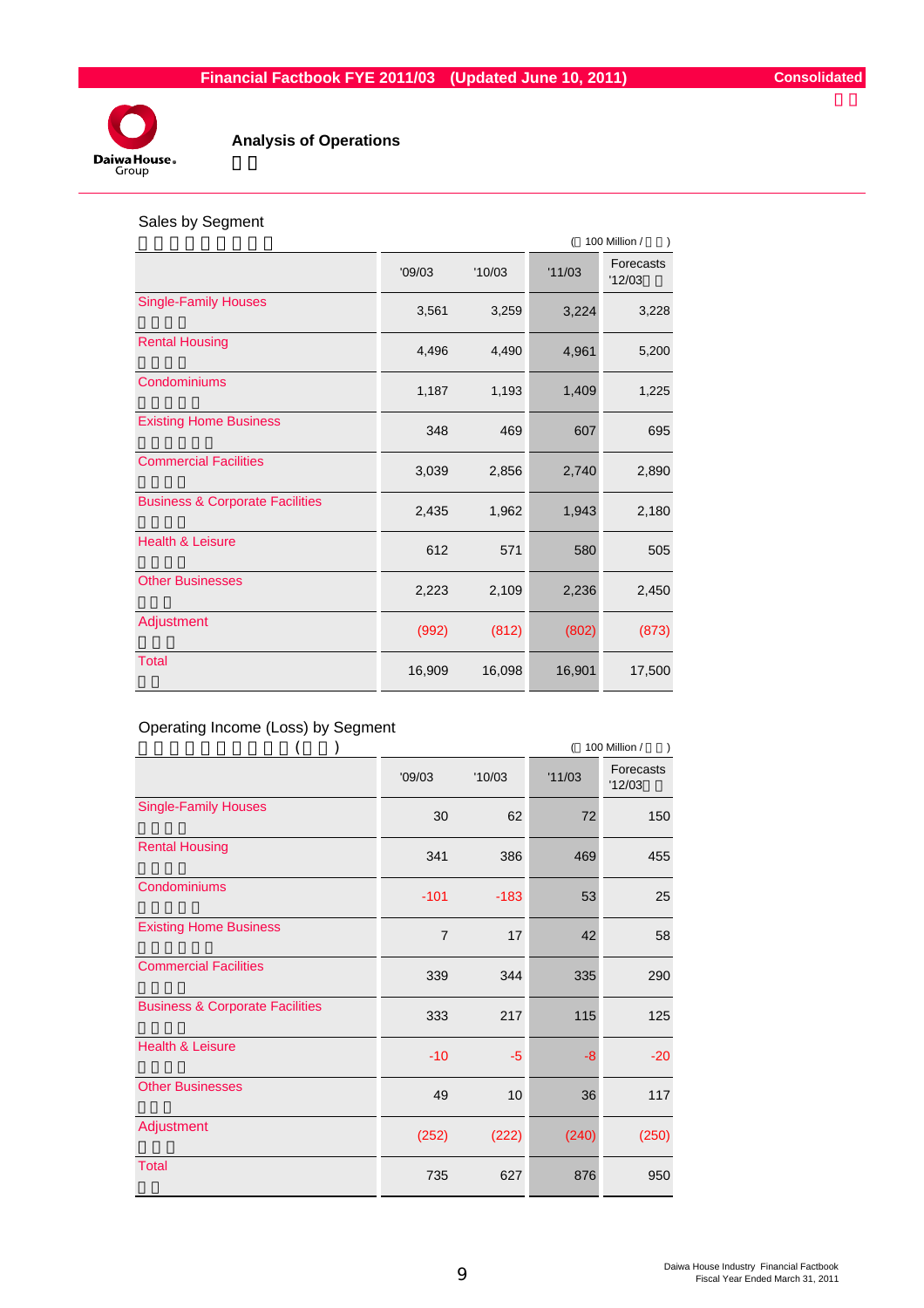## Analysis of Operations

### Sales by Segment

(100 Million / )

| | '09/03 | '10/03 | '11/03 | Forecasts '12/03 |
|---|---|---|---|---|
| Single-Family Houses | 3,561 | 3,259 | 3,224 | 3,228 |
| Rental Housing | 4,496 | 4,490 | 4,961 | 5,200 |
| Condominiums | 1,187 | 1,193 | 1,409 | 1,225 |
| Existing Home Business | 348 | 469 | 607 | 695 |
| Commercial Facilities | 3,039 | 2,856 | 2,740 | 2,890 |
| Business & Corporate Facilities | 2,435 | 1,962 | 1,943 | 2,180 |
| Health & Leisure | 612 | 571 | 580 | 505 |
| Other Businesses | 2,223 | 2,109 | 2,236 | 2,450 |
| Adjustment | (992) | (812) | (802) | (873) |
| Total | 16,909 | 16,098 | 16,901 | 17,500 |

### Operating Income (Loss) by Segment

(100 Million / )

| | '09/03 | '10/03 | '11/03 | Forecasts '12/03 |
|---|---|---|---|---|
| Single-Family Houses | 30 | 62 | 72 | 150 |
| Rental Housing | 341 | 386 | 469 | 455 |
| Condominiums | -101 | -183 | 53 | 25 |
| Existing Home Business | 7 | 17 | 42 | 58 |
| Commercial Facilities | 339 | 344 | 335 | 290 |
| Business & Corporate Facilities | 333 | 217 | 115 | 125 |
| Health & Leisure | -10 | -5 | -8 | -20 |
| Other Businesses | 49 | 10 | 36 | 117 |
| Adjustment | (252) | (222) | (240) | (250) |
| Total | 735 | 627 | 876 | 950 |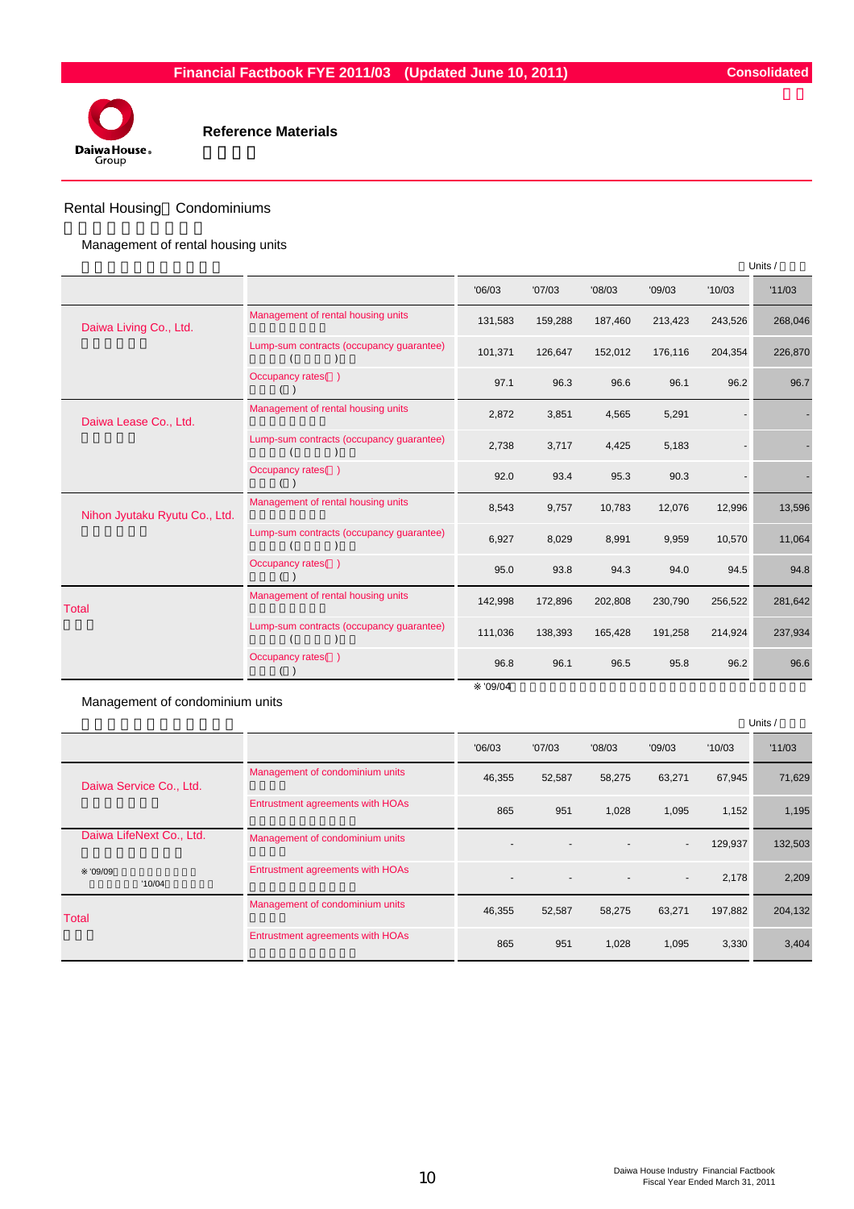# Reference Materials

## Rental Housing・Condominiums

### Management of rental housing units

Units /

| | | '06/03 | '07/03 | '08/03 | '09/03 | '10/03 | '11/03 |
|---|---|---|---|---|---|---|---|
| Daiwa Living Co., Ltd. | Management of rental housing units | 131,583 | 159,288 | 187,460 | 213,423 | 243,526 | 268,046 |
| | Lump-sum contracts (occupancy guarantee) | 101,371 | 126,647 | 152,012 | 176,116 | 204,354 | 226,870 |
| | Occupancy rates( ) | 97.1 | 96.3 | 96.6 | 96.1 | 96.2 | 96.7 |
| Daiwa Lease Co., Ltd. | Management of rental housing units | 2,872 | 3,851 | 4,565 | 5,291 | - | - |
| | Lump-sum contracts (occupancy guarantee) | 2,738 | 3,717 | 4,425 | 5,183 | - | - |
| | Occupancy rates( ) | 92.0 | 93.4 | 95.3 | 90.3 | - | - |
| Nihon Jyutaku Ryutu Co., Ltd. | Management of rental housing units | 8,543 | 9,757 | 10,783 | 12,076 | 12,996 | 13,596 |
| | Lump-sum contracts (occupancy guarantee) | 6,927 | 8,029 | 8,991 | 9,959 | 10,570 | 11,064 |
| | Occupancy rates( ) | 95.0 | 93.8 | 94.3 | 94.0 | 94.5 | 94.8 |
| Total | Management of rental housing units | 142,998 | 172,896 | 202,808 | 230,790 | 256,522 | 281,642 |
| | Lump-sum contracts (occupancy guarantee) | 111,036 | 138,393 | 165,428 | 191,258 | 214,924 | 237,934 |
| | Occupancy rates( ) | 96.8 | 96.1 | 96.5 | 95.8 | 96.2 | 96.6 |

※'09/04

### Management of condominium units

Units /

| | | '06/03 | '07/03 | '08/03 | '09/03 | '10/03 | '11/03 |
|---|---|---|---|---|---|---|---|
| Daiwa Service Co., Ltd. | Management of condominium units | 46,355 | 52,587 | 58,275 | 63,271 | 67,945 | 71,629 |
| | Entrustment agreements with HOAs | 865 | 951 | 1,028 | 1,095 | 1,152 | 1,195 |
| Daiwa LifeNext Co., Ltd. | Management of condominium units | - | - | - | - | 129,937 | 132,503 |
| ※'09/09 '10/04 | Entrustment agreements with HOAs | - | - | - | - | 2,178 | 2,209 |
| Total | Management of condominium units | 46,355 | 52,587 | 58,275 | 63,271 | 197,882 | 204,132 |
| | Entrustment agreements with HOAs | 865 | 951 | 1,028 | 1,095 | 3,330 | 3,404 |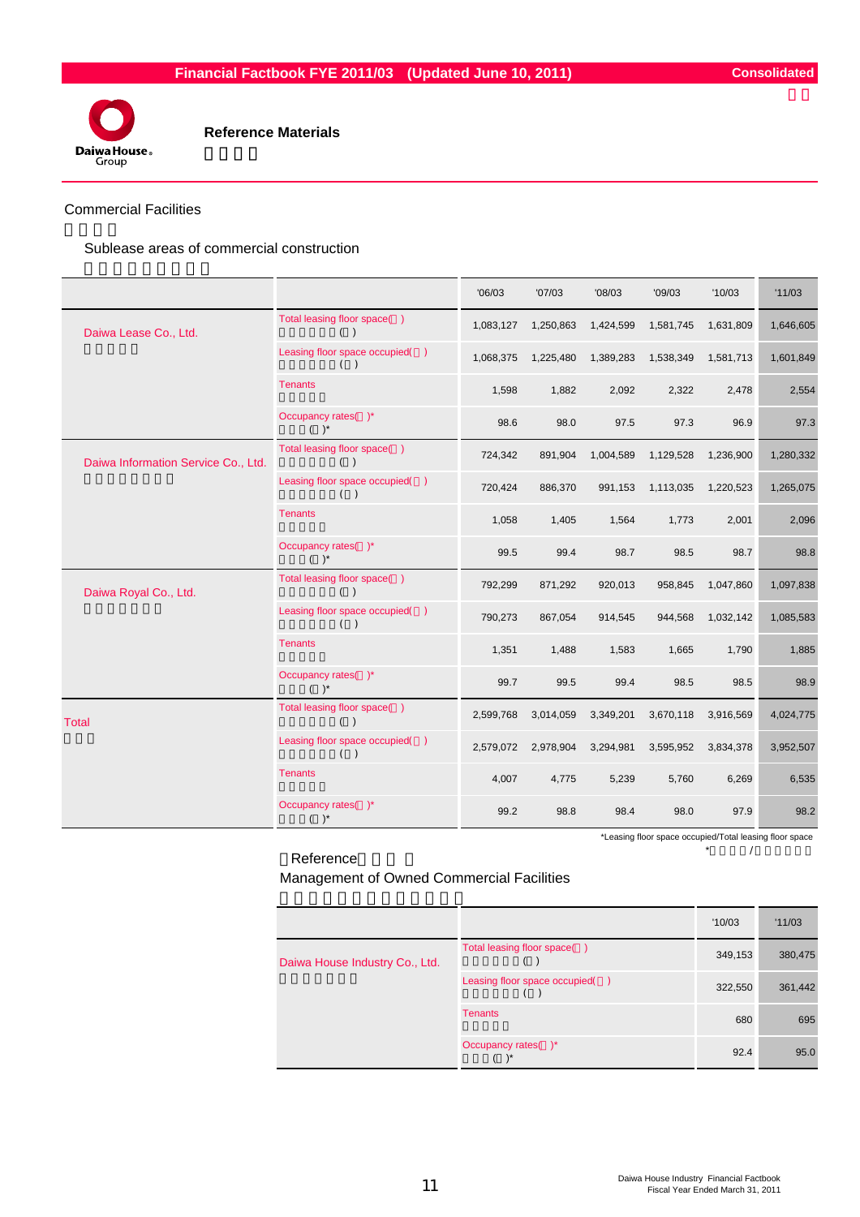# Reference Materials

## Commercial Facilities

### Sublease areas of commercial construction

| | | '06/03 | '07/03 | '08/03 | '09/03 | '10/03 | '11/03 |
|---|---|---|---|---|---|---|---|
| Daiwa Lease Co., Ltd. | Total leasing floor space( ) | 1,083,127 | 1,250,863 | 1,424,599 | 1,581,745 | 1,631,809 | 1,646,605 |
| | Leasing floor space occupied( ) | 1,068,375 | 1,225,480 | 1,389,283 | 1,538,349 | 1,581,713 | 1,601,849 |
| | Tenants | 1,598 | 1,882 | 2,092 | 2,322 | 2,478 | 2,554 |
| | Occupancy rates( )* | 98.6 | 98.0 | 97.5 | 97.3 | 96.9 | 97.3 |
| Daiwa Information Service Co., Ltd. | Total leasing floor space( ) | 724,342 | 891,904 | 1,004,589 | 1,129,528 | 1,236,900 | 1,280,332 |
| | Leasing floor space occupied( ) | 720,424 | 886,370 | 991,153 | 1,113,035 | 1,220,523 | 1,265,075 |
| | Tenants | 1,058 | 1,405 | 1,564 | 1,773 | 2,001 | 2,096 |
| | Occupancy rates( )* | 99.5 | 99.4 | 98.7 | 98.5 | 98.7 | 98.8 |
| Daiwa Royal Co., Ltd. | Total leasing floor space( ) | 792,299 | 871,292 | 920,013 | 958,845 | 1,047,860 | 1,097,838 |
| | Leasing floor space occupied( ) | 790,273 | 867,054 | 914,545 | 944,568 | 1,032,142 | 1,085,583 |
| | Tenants | 1,351 | 1,488 | 1,583 | 1,665 | 1,790 | 1,885 |
| | Occupancy rates( )* | 99.7 | 99.5 | 99.4 | 98.5 | 98.5 | 98.9 |
| Total | Total leasing floor space( ) | 2,599,768 | 3,014,059 | 3,349,201 | 3,670,118 | 3,916,569 | 4,024,775 |
| | Leasing floor space occupied( ) | 2,579,072 | 2,978,904 | 3,294,981 | 3,595,952 | 3,834,378 | 3,952,507 |
| | Tenants | 4,007 | 4,775 | 5,239 | 5,760 | 6,269 | 6,535 |
| | Occupancy rates( )* | 99.2 | 98.8 | 98.4 | 98.0 | 97.9 | 98.2 |

*Leasing floor space occupied/Total leasing floor space

### Reference
### Management of Owned Commercial Facilities

| | | '10/03 | '11/03 |
|---|---|---|---|
| Daiwa House Industry Co., Ltd. | Total leasing floor space( ) | 349,153 | 380,475 |
| | Leasing floor space occupied( ) | 322,550 | 361,442 |
| | Tenants | 680 | 695 |
| | Occupancy rates( )* | 92.4 | 95.0 |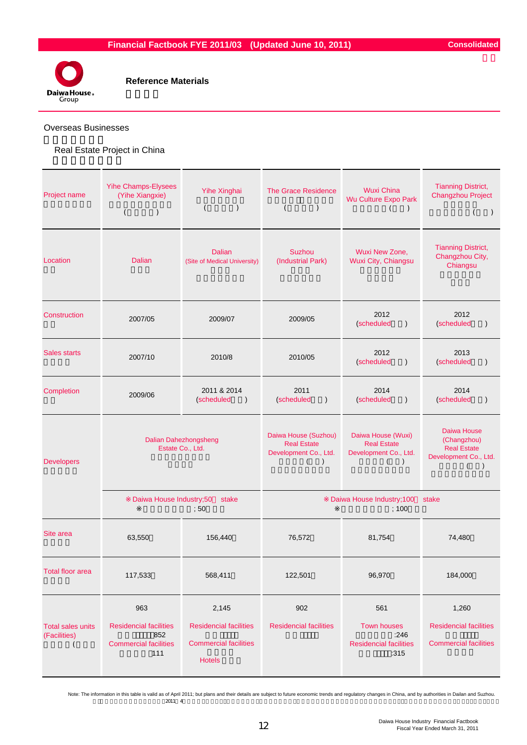# Reference Materials

## Overseas Businesses

### Real Estate Project in China

| Project name | Yihe Champs-Elysees (Yihe Xiangxie) | Yihe Xinghai | The Grace Residence | Wuxi China Wu Culture Expo Park | Tianning District, Changzhou Project |
|---|---|---|---|---|---|
| Location | Dalian | Dalian (Site of Medical University) | Suzhou (Industrial Park) | Wuxi New Zone, Wuxi City, Chiangsu | Tianning District, Changzhou City, Chiangsu |
| Construction | 2007/05 | 2009/07 | 2009/05 | 2012 (scheduled) | 2012 (scheduled) |
| Sales starts | 2007/10 | 2010/8 | 2010/05 | 2012 (scheduled) | 2013 (scheduled) |
| Completion | 2009/06 | 2011 & 2014 (scheduled) | 2011 (scheduled) | 2014 (scheduled) | 2014 (scheduled) |
| Developers | Dalian Dahezhongsheng Estate Co., Ltd. | | Daiwa House (Suzhou) Real Estate Development Co., Ltd. | Daiwa House (Wuxi) Real Estate Development Co., Ltd. | Daiwa House (Changzhou) Real Estate Development Co., Ltd. |
| | ※ Daiwa House Industry;50 stake | | ※ Daiwa House Industry;100 stake | | |
| Site area | 63,550 | 156,440 | 76,572 | 81,754 | 74,480 |
| Total floor area | 117,533 | 568,411 | 122,501 | 96,970 | 184,000 |
| Total sales units (Facilities) | 963<br>Residencial facilities 852<br>Commercial facilities 111 | 2,145<br>Residencial facilities<br>Commercial facilities<br>Hotels | 902<br>Residencial facilities | 561<br>Town houses :246<br>Residencial facilities :315 | 1,260<br>Residencial facilities<br>Commercial facilities |

Note: The information in this table is valid as of April 2011; but plans and their details are subject to future economic trends and regulatory changes in China, and by authorities in Dailan and Suzhou.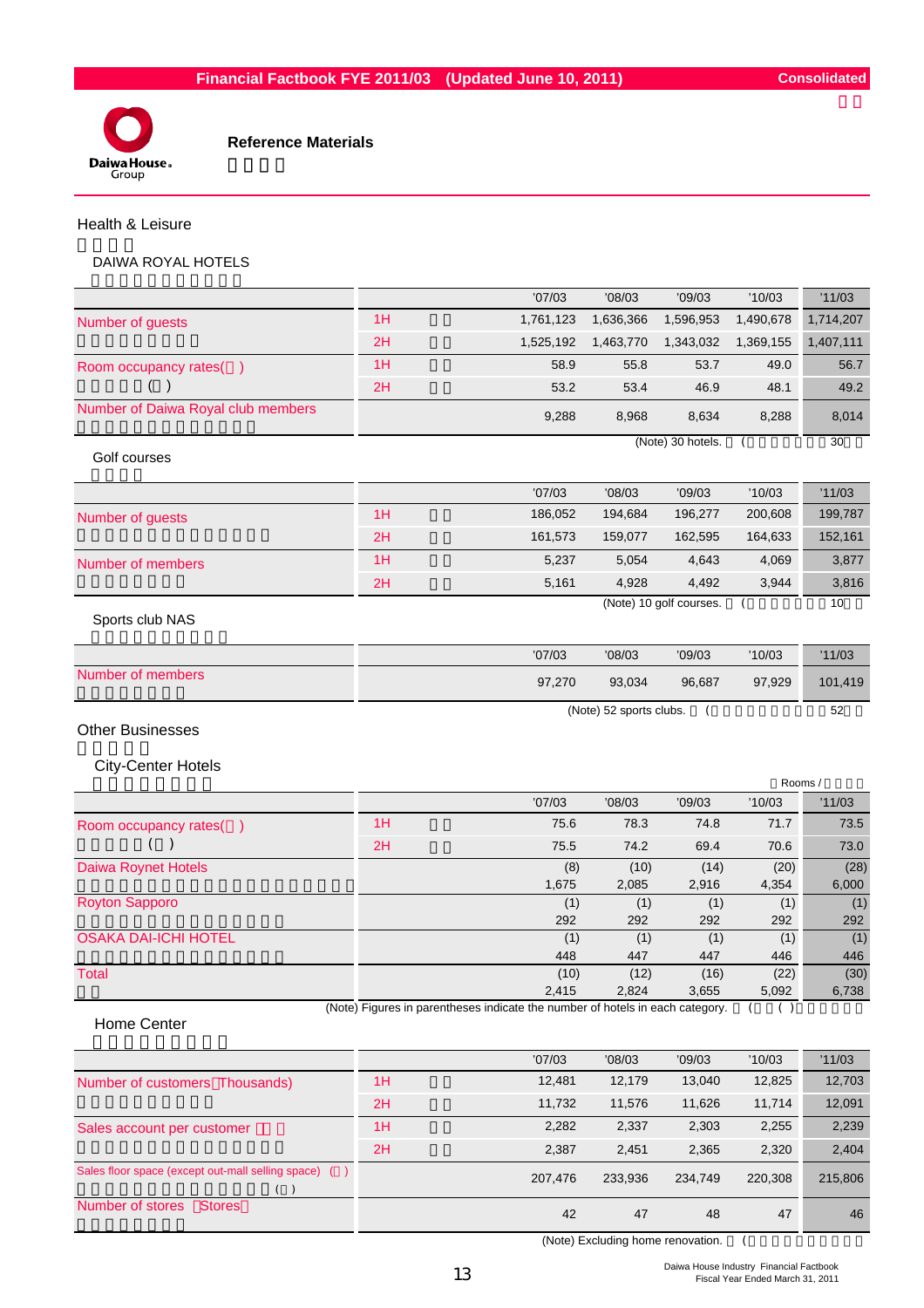# Reference Materials

## Health & Leisure

### DAIWA ROYAL HOTELS

| | | '07/03 | '08/03 | '09/03 | '10/03 | '11/03 |
|---|---|---|---|---|---|---|
| Number of guests | 1H | 1,761,123 | 1,636,366 | 1,596,953 | 1,490,678 | 1,714,207 |
| | 2H | 1,525,192 | 1,463,770 | 1,343,032 | 1,369,155 | 1,407,111 |
| Room occupancy rates(%) | 1H | 58.9 | 55.8 | 53.7 | 49.0 | 56.7 |
| | 2H | 53.2 | 53.4 | 46.9 | 48.1 | 49.2 |
| Number of Daiwa Royal club members | | 9,288 | 8,968 | 8,634 | 8,288 | 8,014 |

(Note) 30 hotels.

### Golf courses

| | | '07/03 | '08/03 | '09/03 | '10/03 | '11/03 |
|---|---|---|---|---|---|---|
| Number of guests | 1H | 186,052 | 194,684 | 196,277 | 200,608 | 199,787 |
| | 2H | 161,573 | 159,077 | 162,595 | 164,633 | 152,161 |
| Number of members | 1H | 5,237 | 5,054 | 4,643 | 4,069 | 3,877 |
| | 2H | 5,161 | 4,928 | 4,492 | 3,944 | 3,816 |

(Note) 10 golf courses.

### Sports club NAS

| | '07/03 | '08/03 | '09/03 | '10/03 | '11/03 |
|---|---|---|---|---|---|
| Number of members | 97,270 | 93,034 | 96,687 | 97,929 | 101,419 |

(Note) 52 sports clubs.

## Other Businesses

### City-Center Hotels

Rooms

| | | '07/03 | '08/03 | '09/03 | '10/03 | '11/03 |
|---|---|---|---|---|---|---|
| Room occupancy rates(%) | 1H | 75.6 | 78.3 | 74.8 | 71.7 | 73.5 |
| | 2H | 75.5 | 74.2 | 69.4 | 70.6 | 73.0 |
| Daiwa Roynet Hotels | | (8) 1,675 | (10) 2,085 | (14) 2,916 | (20) 4,354 | (28) 6,000 |
| Royton Sapporo | | (1) 292 | (1) 292 | (1) 292 | (1) 292 | (1) 292 |
| OSAKA DAI-ICHI HOTEL | | (1) 448 | (1) 447 | (1) 447 | (1) 446 | (1) 446 |
| Total | | (10) 2,415 | (12) 2,824 | (16) 3,655 | (22) 5,092 | (30) 6,738 |

(Note) Figures in parentheses indicate the number of hotels in each category.

### Home Center

| | | '07/03 | '08/03 | '09/03 | '10/03 | '11/03 |
|---|---|---|---|---|---|---|
| Number of customers (Thousands) | 1H | 12,481 | 12,179 | 13,040 | 12,825 | 12,703 |
| | 2H | 11,732 | 11,576 | 11,626 | 11,714 | 12,091 |
| Sales account per customer (¥) | 1H | 2,282 | 2,337 | 2,303 | 2,255 | 2,239 |
| | 2H | 2,387 | 2,451 | 2,365 | 2,320 | 2,404 |
| Sales floor space (except out-mall selling space) (㎡) | | 207,476 | 233,936 | 234,749 | 220,308 | 215,806 |
| Number of stores (Stores) | | 42 | 47 | 48 | 47 | 46 |

(Note) Excluding home renovation.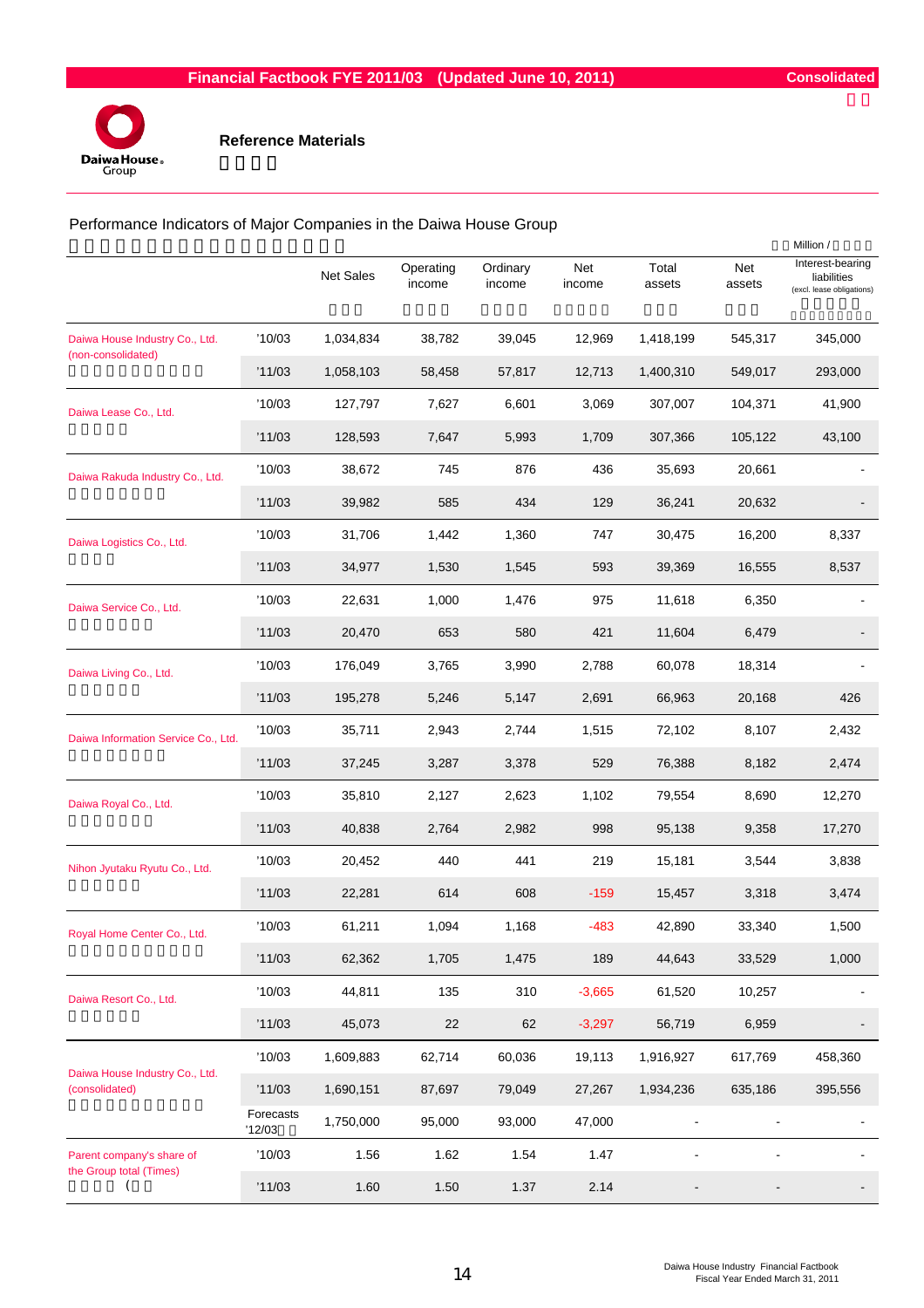# Reference Materials

## Performance Indicators of Major Companies in the Daiwa House Group

Million /

| | | Net Sales | Operating income | Ordinary income | Net income | Total assets | Net assets | Interest-bearing liabilities (excl. lease obligations) |
|---|---|---|---|---|---|---|---|---|
| Daiwa House Industry Co., Ltd. (non-consolidated) | '10/03 | 1,034,834 | 38,782 | 39,045 | 12,969 | 1,418,199 | 545,317 | 345,000 |
| | '11/03 | 1,058,103 | 58,458 | 57,817 | 12,713 | 1,400,310 | 549,017 | 293,000 |
| Daiwa Lease Co., Ltd. | '10/03 | 127,797 | 7,627 | 6,601 | 3,069 | 307,007 | 104,371 | 41,900 |
| | '11/03 | 128,593 | 7,647 | 5,993 | 1,709 | 307,366 | 105,122 | 43,100 |
| Daiwa Rakuda Industry Co., Ltd. | '10/03 | 38,672 | 745 | 876 | 436 | 35,693 | 20,661 | - |
| | '11/03 | 39,982 | 585 | 434 | 129 | 36,241 | 20,632 | - |
| Daiwa Logistics Co., Ltd. | '10/03 | 31,706 | 1,442 | 1,360 | 747 | 30,475 | 16,200 | 8,337 |
| | '11/03 | 34,977 | 1,530 | 1,545 | 593 | 39,369 | 16,555 | 8,537 |
| Daiwa Service Co., Ltd. | '10/03 | 22,631 | 1,000 | 1,476 | 975 | 11,618 | 6,350 | - |
| | '11/03 | 20,470 | 653 | 580 | 421 | 11,604 | 6,479 | - |
| Daiwa Living Co., Ltd. | '10/03 | 176,049 | 3,765 | 3,990 | 2,788 | 60,078 | 18,314 | - |
| | '11/03 | 195,278 | 5,246 | 5,147 | 2,691 | 66,963 | 20,168 | 426 |
| Daiwa Information Service Co., Ltd. | '10/03 | 35,711 | 2,943 | 2,744 | 1,515 | 72,102 | 8,107 | 2,432 |
| | '11/03 | 37,245 | 3,287 | 3,378 | 529 | 76,388 | 8,182 | 2,474 |
| Daiwa Royal Co., Ltd. | '10/03 | 35,810 | 2,127 | 2,623 | 1,102 | 79,554 | 8,690 | 12,270 |
| | '11/03 | 40,838 | 2,764 | 2,982 | 998 | 95,138 | 9,358 | 17,270 |
| Nihon Jyutaku Ryutu Co., Ltd. | '10/03 | 20,452 | 440 | 441 | 219 | 15,181 | 3,544 | 3,838 |
| | '11/03 | 22,281 | 614 | 608 | -159 | 15,457 | 3,318 | 3,474 |
| Royal Home Center Co., Ltd. | '10/03 | 61,211 | 1,094 | 1,168 | -483 | 42,890 | 33,340 | 1,500 |
| | '11/03 | 62,362 | 1,705 | 1,475 | 189 | 44,643 | 33,529 | 1,000 |
| Daiwa Resort Co., Ltd. | '10/03 | 44,811 | 135 | 310 | -3,665 | 61,520 | 10,257 | - |
| | '11/03 | 45,073 | 22 | 62 | -3,297 | 56,719 | 6,959 | - |
| Daiwa House Industry Co., Ltd. (consolidated) | '10/03 | 1,609,883 | 62,714 | 60,036 | 19,113 | 1,916,927 | 617,769 | 458,360 |
| | '11/03 | 1,690,151 | 87,697 | 79,049 | 27,267 | 1,934,236 | 635,186 | 395,556 |
| | Forecasts '12/03 | 1,750,000 | 95,000 | 93,000 | 47,000 | - | - | - |
| Parent company's share of the Group total (Times) | '10/03 | 1.56 | 1.62 | 1.54 | 1.47 | - | - | - |
| | '11/03 | 1.60 | 1.50 | 1.37 | 2.14 | - | - | - |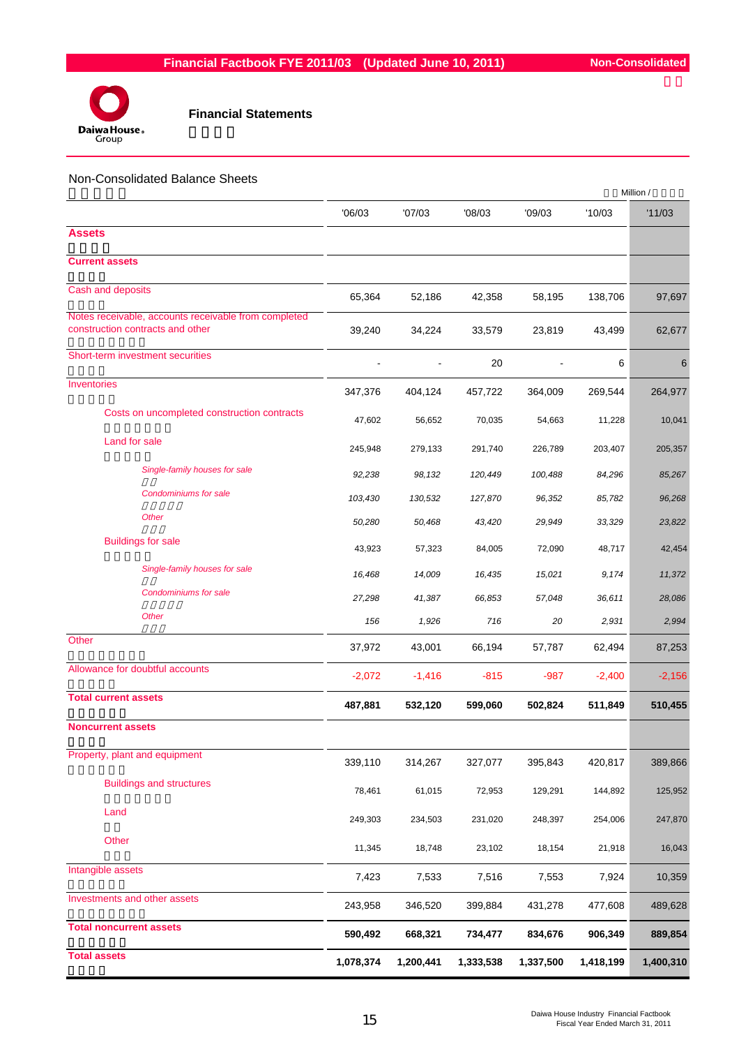## Financial Statements

### Non-Consolidated Balance Sheets

Million /

| | '06/03 | '07/03 | '08/03 | '09/03 | '10/03 | '11/03 |
|---|---|---|---|---|---|---|
| **Assets** | | | | | | |
| **Current assets** | | | | | | |
| Cash and deposits | 65,364 | 52,186 | 42,358 | 58,195 | 138,706 | 97,697 |
| Notes receivable, accounts receivable from completed construction contracts and other | 39,240 | 34,224 | 33,579 | 23,819 | 43,499 | 62,677 |
| Short-term investment securities | - | - | 20 | - | 6 | 6 |
| Inventories | 347,376 | 404,124 | 457,722 | 364,009 | 269,544 | 264,977 |
| Costs on uncompleted construction contracts | 47,602 | 56,652 | 70,035 | 54,663 | 11,228 | 10,041 |
| Land for sale | 245,948 | 279,133 | 291,740 | 226,789 | 203,407 | 205,357 |
| *Single-family houses for sale* | *92,238* | *98,132* | *120,449* | *100,488* | *84,296* | *85,267* |
| *Condominiums for sale* | *103,430* | *130,532* | *127,870* | *96,352* | *85,782* | *96,268* |
| *Other* | *50,280* | *50,468* | *43,420* | *29,949* | *33,329* | *23,822* |
| Buildings for sale | 43,923 | 57,323 | 84,005 | 72,090 | 48,717 | 42,454 |
| *Single-family houses for sale* | *16,468* | *14,009* | *16,435* | *15,021* | *9,174* | *11,372* |
| *Condominiums for sale* | *27,298* | *41,387* | *66,853* | *57,048* | *36,611* | *28,086* |
| *Other* | *156* | *1,926* | *716* | *20* | *2,931* | *2,994* |
| Other | 37,972 | 43,001 | 66,194 | 57,787 | 62,494 | 87,253 |
| Allowance for doubtful accounts | -2,072 | -1,416 | -815 | -987 | -2,400 | -2,156 |
| **Total current assets** | **487,881** | **532,120** | **599,060** | **502,824** | **511,849** | **510,455** |
| **Noncurrent assets** | | | | | | |
| Property, plant and equipment | 339,110 | 314,267 | 327,077 | 395,843 | 420,817 | 389,866 |
| Buildings and structures | 78,461 | 61,015 | 72,953 | 129,291 | 144,892 | 125,952 |
| Land | 249,303 | 234,503 | 231,020 | 248,397 | 254,006 | 247,870 |
| Other | 11,345 | 18,748 | 23,102 | 18,154 | 21,918 | 16,043 |
| Intangible assets | 7,423 | 7,533 | 7,516 | 7,553 | 7,924 | 10,359 |
| Investments and other assets | 243,958 | 346,520 | 399,884 | 431,278 | 477,608 | 489,628 |
| **Total noncurrent assets** | **590,492** | **668,321** | **734,477** | **834,676** | **906,349** | **889,854** |
| **Total assets** | **1,078,374** | **1,200,441** | **1,333,538** | **1,337,500** | **1,418,199** | **1,400,310** |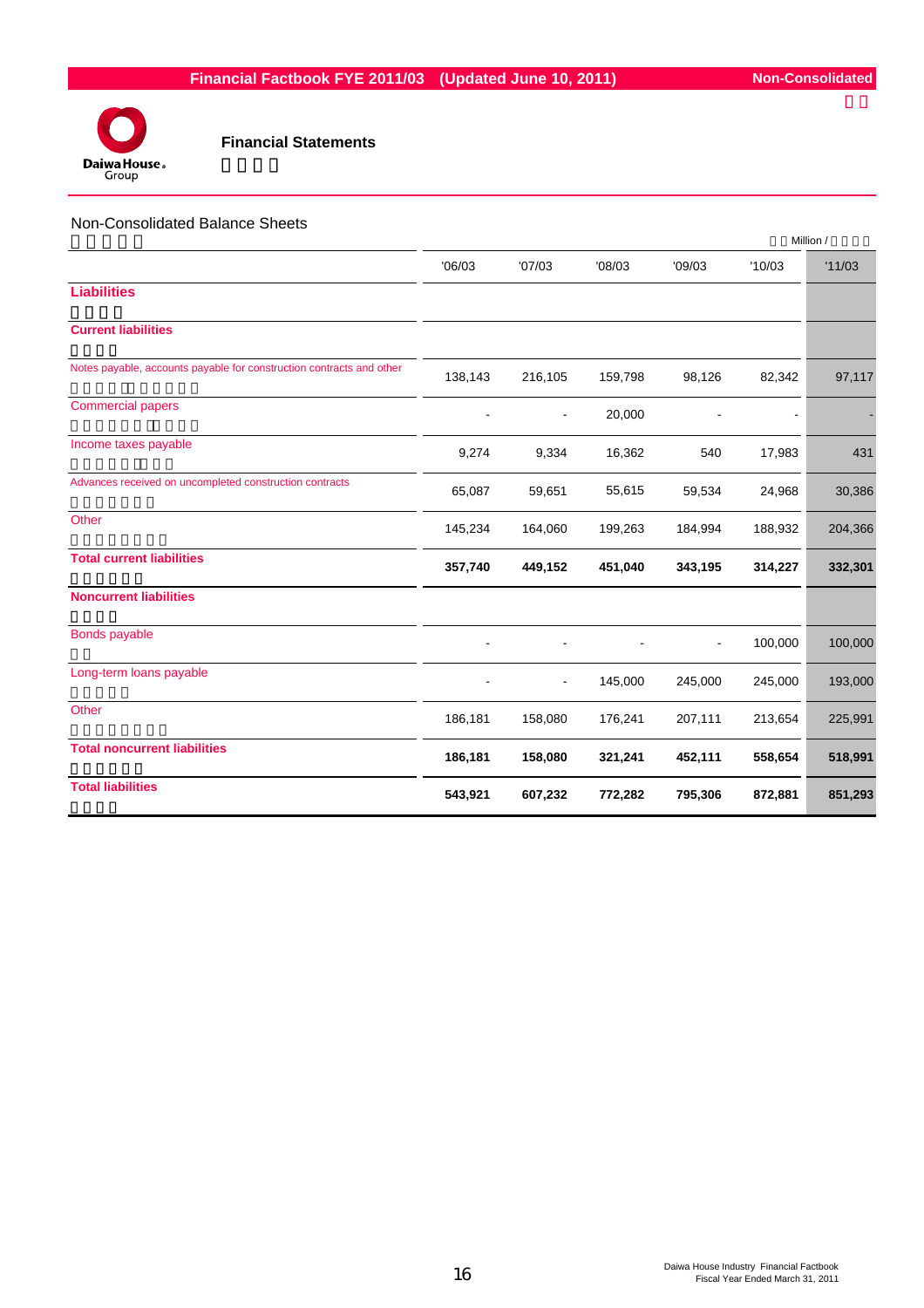Financial Factbook FYE 2011/03 (Updated June 10, 2011)

Non-Consolidated

## Financial Statements

### Non-Consolidated Balance Sheets

Million /

| | '06/03 | '07/03 | '08/03 | '09/03 | '10/03 | '11/03 |
|---|---|---|---|---|---|---|
| **Liabilities** | | | | | | |
| **Current liabilities** | | | | | | |
| Notes payable, accounts payable for construction contracts and other | 138,143 | 216,105 | 159,798 | 98,126 | 82,342 | 97,117 |
| Commercial papers | - | - | 20,000 | - | - | - |
| Income taxes payable | 9,274 | 9,334 | 16,362 | 540 | 17,983 | 431 |
| Advances received on uncompleted construction contracts | 65,087 | 59,651 | 55,615 | 59,534 | 24,968 | 30,386 |
| Other | 145,234 | 164,060 | 199,263 | 184,994 | 188,932 | 204,366 |
| **Total current liabilities** | **357,740** | **449,152** | **451,040** | **343,195** | **314,227** | **332,301** |
| **Noncurrent liabilities** | | | | | | |
| Bonds payable | - | - | - | - | 100,000 | 100,000 |
| Long-term loans payable | - | - | 145,000 | 245,000 | 245,000 | 193,000 |
| Other | 186,181 | 158,080 | 176,241 | 207,111 | 213,654 | 225,991 |
| **Total noncurrent liabilities** | **186,181** | **158,080** | **321,241** | **452,111** | **558,654** | **518,991** |
| **Total liabilities** | **543,921** | **607,232** | **772,282** | **795,306** | **872,881** | **851,293** |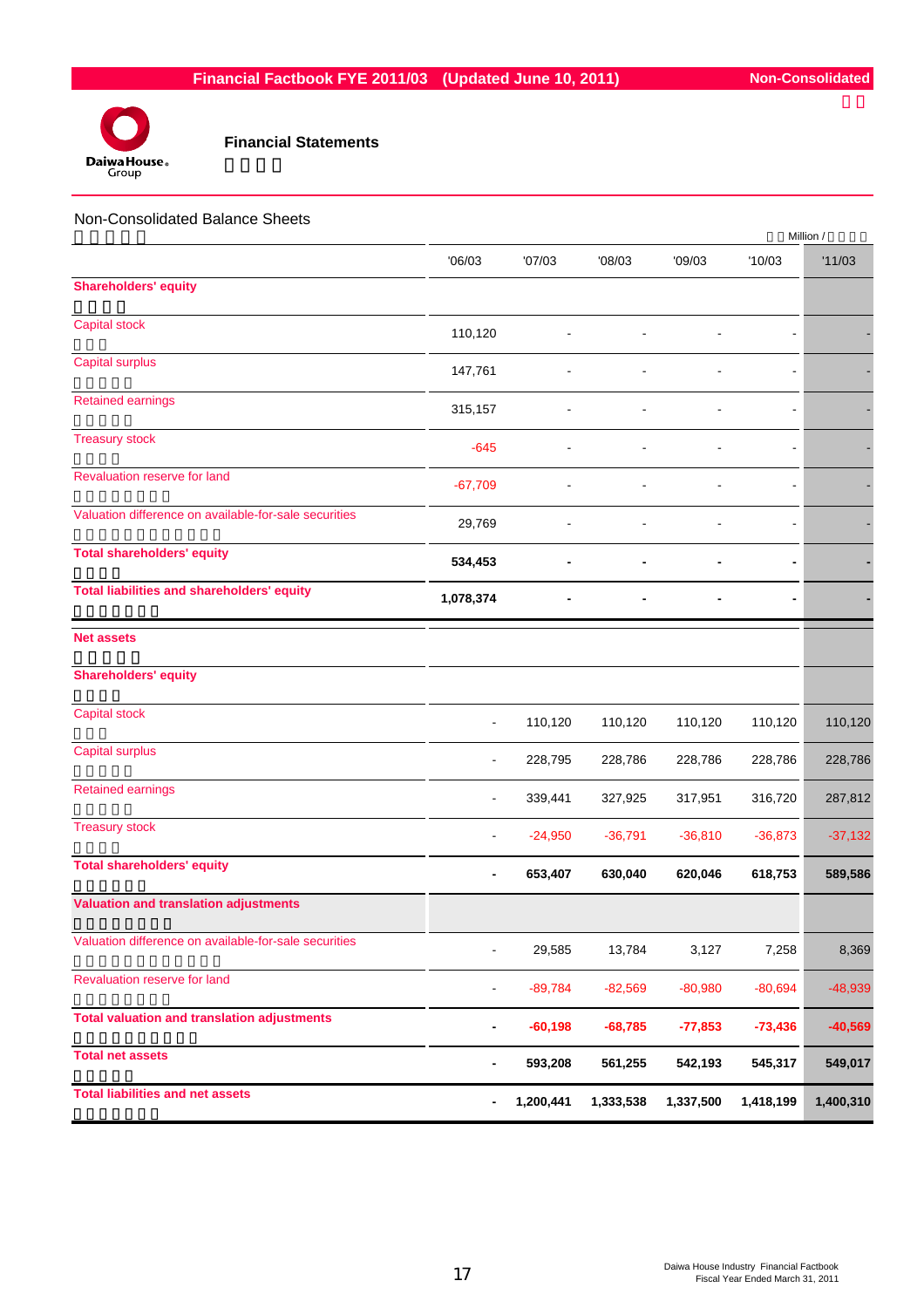# Financial Statements

## Non-Consolidated Balance Sheets

Million /

| | '06/03 | '07/03 | '08/03 | '09/03 | '10/03 | '11/03 |
|---|---|---|---|---|---|---|
| **Shareholders' equity** | | | | | | |
| Capital stock | 110,120 | - | - | - | - | - |
| Capital surplus | 147,761 | - | - | - | - | - |
| Retained earnings | 315,157 | - | - | - | - | - |
| Treasury stock | -645 | - | - | - | - | - |
| Revaluation reserve for land | -67,709 | - | - | - | - | - |
| Valuation difference on available-for-sale securities | 29,769 | - | - | - | - | - |
| **Total shareholders' equity** | **534,453** | **-** | **-** | **-** | **-** | **-** |
| **Total liabilities and shareholders' equity** | **1,078,374** | **-** | **-** | **-** | **-** | **-** |
| **Net assets** | | | | | | |
| **Shareholders' equity** | | | | | | |
| Capital stock | - | 110,120 | 110,120 | 110,120 | 110,120 | 110,120 |
| Capital surplus | - | 228,795 | 228,786 | 228,786 | 228,786 | 228,786 |
| Retained earnings | - | 339,441 | 327,925 | 317,951 | 316,720 | 287,812 |
| Treasury stock | - | -24,950 | -36,791 | -36,810 | -36,873 | -37,132 |
| **Total shareholders' equity** | **-** | **653,407** | **630,040** | **620,046** | **618,753** | **589,586** |
| **Valuation and translation adjustments** | | | | | | |
| Valuation difference on available-for-sale securities | - | 29,585 | 13,784 | 3,127 | 7,258 | 8,369 |
| Revaluation reserve for land | - | -89,784 | -82,569 | -80,980 | -80,694 | -48,939 |
| **Total valuation and translation adjustments** | **-** | **-60,198** | **-68,785** | **-77,853** | **-73,436** | **-40,569** |
| **Total net assets** | **-** | **593,208** | **561,255** | **542,193** | **545,317** | **549,017** |
| **Total liabilities and net assets** | **-** | **1,200,441** | **1,333,538** | **1,337,500** | **1,418,199** | **1,400,310** |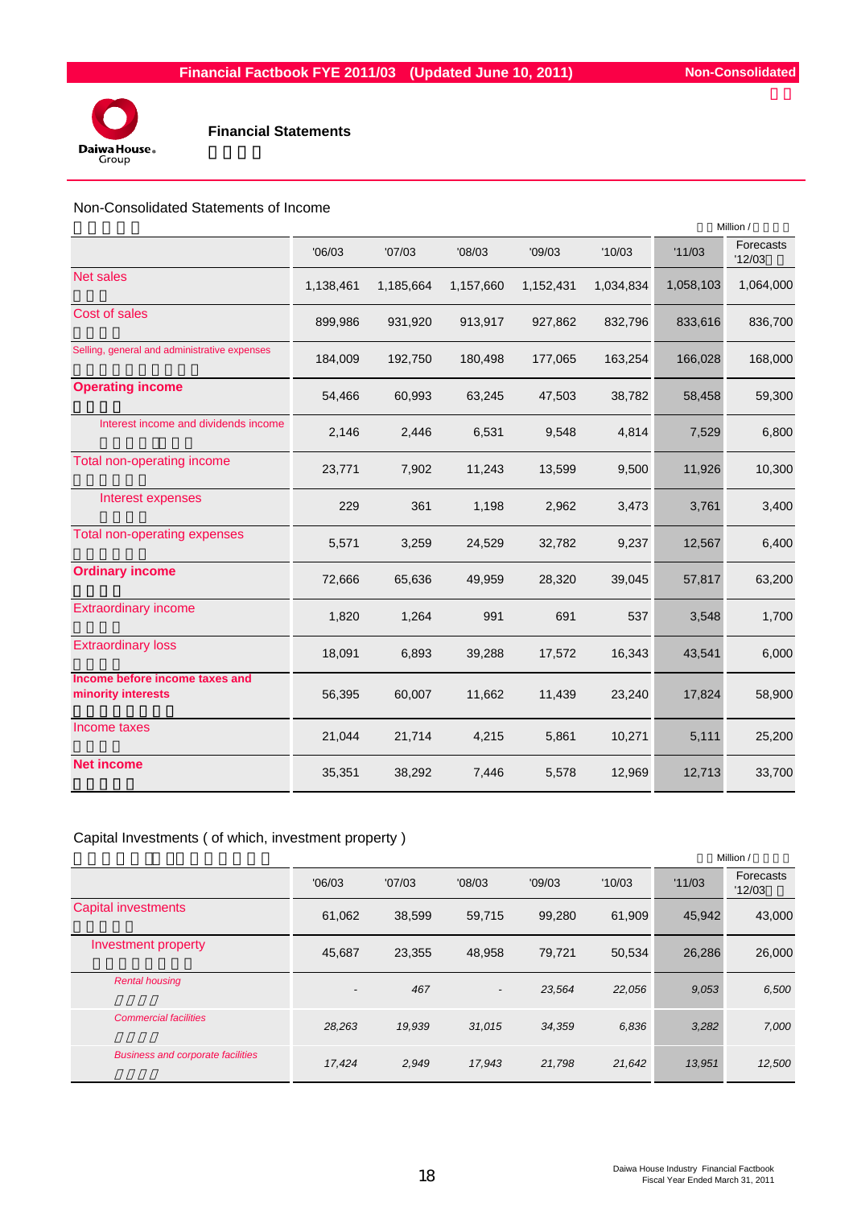# Financial Factbook FYE 2011/03 (Updated June 10, 2011)

Non-Consolidated

## Financial Statements

### Non-Consolidated Statements of Income

Million /

| | '06/03 | '07/03 | '08/03 | '09/03 | '10/03 | '11/03 | Forecasts '12/03 |
|---|---|---|---|---|---|---|---|
| Net sales | 1,138,461 | 1,185,664 | 1,157,660 | 1,152,431 | 1,034,834 | 1,058,103 | 1,064,000 |
| Cost of sales | 899,986 | 931,920 | 913,917 | 927,862 | 832,796 | 833,616 | 836,700 |
| Selling, general and administrative expenses | 184,009 | 192,750 | 180,498 | 177,065 | 163,254 | 166,028 | 168,000 |
| **Operating income** | 54,466 | 60,993 | 63,245 | 47,503 | 38,782 | 58,458 | 59,300 |
| Interest income and dividends income | 2,146 | 2,446 | 6,531 | 9,548 | 4,814 | 7,529 | 6,800 |
| Total non-operating income | 23,771 | 7,902 | 11,243 | 13,599 | 9,500 | 11,926 | 10,300 |
| Interest expenses | 229 | 361 | 1,198 | 2,962 | 3,473 | 3,761 | 3,400 |
| Total non-operating expenses | 5,571 | 3,259 | 24,529 | 32,782 | 9,237 | 12,567 | 6,400 |
| **Ordinary income** | 72,666 | 65,636 | 49,959 | 28,320 | 39,045 | 57,817 | 63,200 |
| Extraordinary income | 1,820 | 1,264 | 991 | 691 | 537 | 3,548 | 1,700 |
| Extraordinary loss | 18,091 | 6,893 | 39,288 | 17,572 | 16,343 | 43,541 | 6,000 |
| **Income before income taxes and minority interests** | 56,395 | 60,007 | 11,662 | 11,439 | 23,240 | 17,824 | 58,900 |
| Income taxes | 21,044 | 21,714 | 4,215 | 5,861 | 10,271 | 5,111 | 25,200 |
| **Net income** | 35,351 | 38,292 | 7,446 | 5,578 | 12,969 | 12,713 | 33,700 |

### Capital Investments ( of which, investment property )

Million /

| | '06/03 | '07/03 | '08/03 | '09/03 | '10/03 | '11/03 | Forecasts '12/03 |
|---|---|---|---|---|---|---|---|
| Capital investments | 61,062 | 38,599 | 59,715 | 99,280 | 61,909 | 45,942 | 43,000 |
| Investment property | 45,687 | 23,355 | 48,958 | 79,721 | 50,534 | 26,286 | 26,000 |
| *Rental housing* | *-* | *467* | *-* | *23,564* | *22,056* | *9,053* | *6,500* |
| *Commercial facilities* | *28,263* | *19,939* | *31,015* | *34,359* | *6,836* | *3,282* | *7,000* |
| *Business and corporate facilities* | *17,424* | *2,949* | *17,943* | *21,798* | *21,642* | *13,951* | *12,500* |

Daiwa House Industry Financial Factbook
Fiscal Year Ended March 31, 2011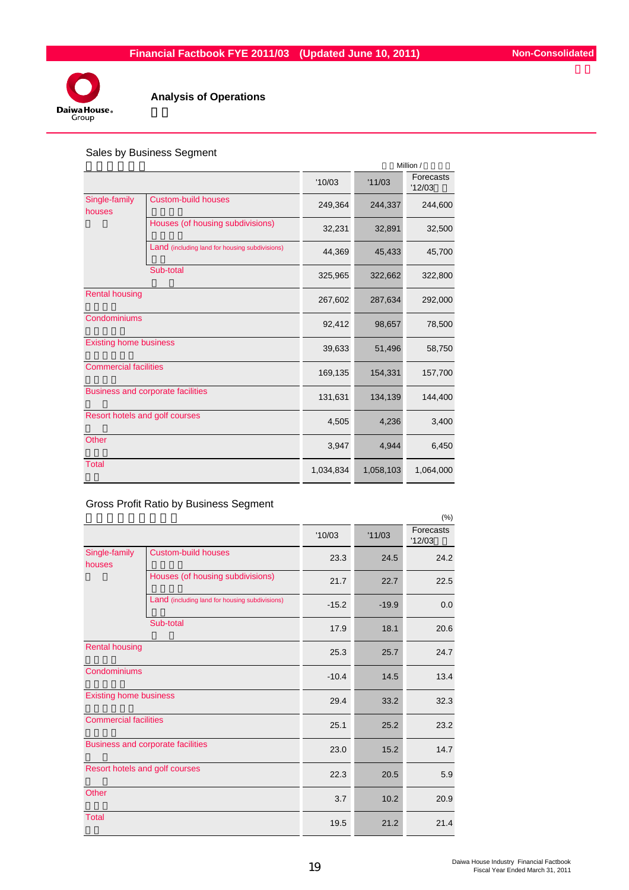## Analysis of Operations

### Sales by Business Segment

Million /

| | | '10/03 | '11/03 | Forecasts '12/03 |
|---|---|---|---|---|
| Single-family houses | Custom-build houses | 249,364 | 244,337 | 244,600 |
| | Houses (of housing subdivisions) | 32,231 | 32,891 | 32,500 |
| | Land (including land for housing subdivisions) | 44,369 | 45,433 | 45,700 |
| | Sub-total | 325,965 | 322,662 | 322,800 |
| Rental housing | | 267,602 | 287,634 | 292,000 |
| Condominiums | | 92,412 | 98,657 | 78,500 |
| Existing home business | | 39,633 | 51,496 | 58,750 |
| Commercial facilities | | 169,135 | 154,331 | 157,700 |
| Business and corporate facilities | | 131,631 | 134,139 | 144,400 |
| Resort hotels and golf courses | | 4,505 | 4,236 | 3,400 |
| Other | | 3,947 | 4,944 | 6,450 |
| Total | | 1,034,834 | 1,058,103 | 1,064,000 |

### Gross Profit Ratio by Business Segment

(%)

| | | '10/03 | '11/03 | Forecasts '12/03 |
|---|---|---|---|---|
| Single-family houses | Custom-build houses | 23.3 | 24.5 | 24.2 |
| | Houses (of housing subdivisions) | 21.7 | 22.7 | 22.5 |
| | Land (including land for housing subdivisions) | -15.2 | -19.9 | 0.0 |
| | Sub-total | 17.9 | 18.1 | 20.6 |
| Rental housing | | 25.3 | 25.7 | 24.7 |
| Condominiums | | -10.4 | 14.5 | 13.4 |
| Existing home business | | 29.4 | 33.2 | 32.3 |
| Commercial facilities | | 25.1 | 25.2 | 23.2 |
| Business and corporate facilities | | 23.0 | 15.2 | 14.7 |
| Resort hotels and golf courses | | 22.3 | 20.5 | 5.9 |
| Other | | 3.7 | 10.2 | 20.9 |
| Total | | 19.5 | 21.2 | 21.4 |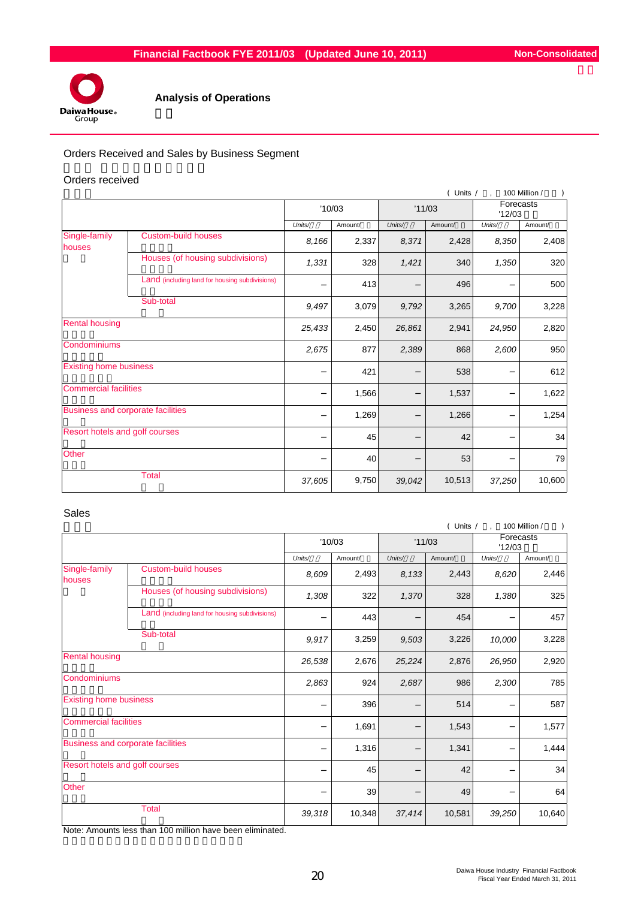# Analysis of Operations

## Orders Received and Sales by Business Segment

### Orders received

( Units / , 100 Million / )

| | | '10/03 | | '11/03 | | Forecasts '12/03 | |
|---|---|---|---|---|---|---|---|
| | | Units/ | Amount/ | Units/ | Amount/ | Units/ | Amount/ |
| Single-family houses | Custom-build houses | 8,166 | 2,337 | 8,371 | 2,428 | 8,350 | 2,408 |
| | Houses (of housing subdivisions) | 1,331 | 328 | 1,421 | 340 | 1,350 | 320 |
| | Land (including land for housing subdivisions) | － | 413 | － | 496 | － | 500 |
| | Sub-total | 9,497 | 3,079 | 9,792 | 3,265 | 9,700 | 3,228 |
| Rental housing | | 25,433 | 2,450 | 26,861 | 2,941 | 24,950 | 2,820 |
| Condominiums | | 2,675 | 877 | 2,389 | 868 | 2,600 | 950 |
| Existing home business | | － | 421 | － | 538 | － | 612 |
| Commercial facilities | | － | 1,566 | － | 1,537 | － | 1,622 |
| Business and corporate facilities | | － | 1,269 | － | 1,266 | － | 1,254 |
| Resort hotels and golf courses | | － | 45 | － | 42 | － | 34 |
| Other | | － | 40 | － | 53 | － | 79 |
| | Total | 37,605 | 9,750 | 39,042 | 10,513 | 37,250 | 10,600 |

### Sales

( Units / , 100 Million / )

| | | '10/03 | | '11/03 | | Forecasts '12/03 | |
|---|---|---|---|---|---|---|---|
| | | Units/ | Amount/ | Units/ | Amount/ | Units/ | Amount/ |
| Single-family houses | Custom-build houses | 8,609 | 2,493 | 8,133 | 2,443 | 8,620 | 2,446 |
| | Houses (of housing subdivisions) | 1,308 | 322 | 1,370 | 328 | 1,380 | 325 |
| | Land (including land for housing subdivisions) | － | 443 | － | 454 | － | 457 |
| | Sub-total | 9,917 | 3,259 | 9,503 | 3,226 | 10,000 | 3,228 |
| Rental housing | | 26,538 | 2,676 | 25,224 | 2,876 | 26,950 | 2,920 |
| Condominiums | | 2,863 | 924 | 2,687 | 986 | 2,300 | 785 |
| Existing home business | | － | 396 | － | 514 | － | 587 |
| Commercial facilities | | － | 1,691 | － | 1,543 | － | 1,577 |
| Business and corporate facilities | | － | 1,316 | － | 1,341 | － | 1,444 |
| Resort hotels and golf courses | | － | 45 | － | 42 | － | 34 |
| Other | | － | 39 | － | 49 | － | 64 |
| | Total | 39,318 | 10,348 | 37,414 | 10,581 | 39,250 | 10,640 |

Note: Amounts less than 100 million have been eliminated.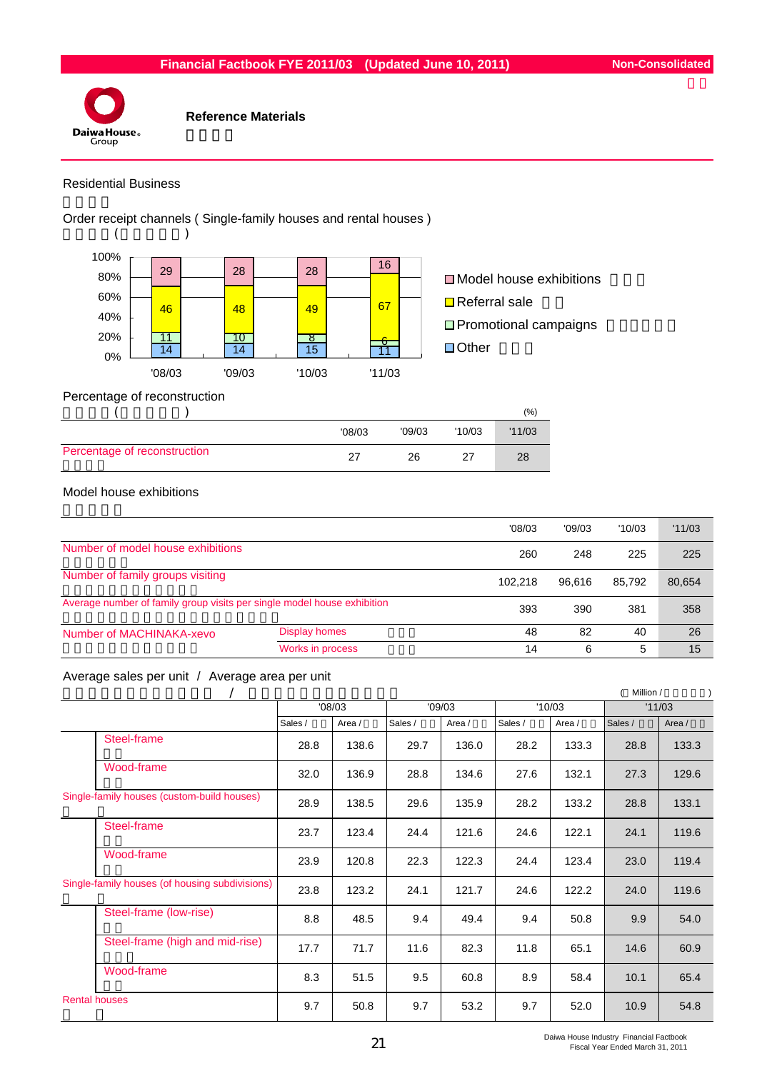**Financial Factbook FYE 2011/03 (Updated June 10, 2011)** Non-Consolidated

## Reference Materials

### Residential Business

#### Order receipt channels ( Single-family houses and rental houses )

| | '08/03 | '09/03 | '10/03 | '11/03 |
|---|---|---|---|---|
| Model house exhibitions | 29 | 28 | 28 | 16 |
| Referral sale | 46 | 48 | 49 | 67 |
| Promotional campaigns | 11 | 10 | 8 | 6 |
| Other | 14 | 14 | 15 | 11 |

#### Percentage of reconstruction

(%)

| | '08/03 | '09/03 | '10/03 | '11/03 |
|---|---|---|---|---|
| Percentage of reconstruction | 27 | 26 | 27 | 28 |

#### Model house exhibitions

| | | '08/03 | '09/03 | '10/03 | '11/03 |
|---|---|---|---|---|---|
| Number of model house exhibitions | | 260 | 248 | 225 | 225 |
| Number of family groups visiting | | 102,218 | 96,616 | 85,792 | 80,654 |
| Average number of family group visits per single model house exhibition | | 393 | 390 | 381 | 358 |
| Number of MACHINAKA-xevo | Display homes | 48 | 82 | 40 | 26 |
| | Works in process | 14 | 6 | 5 | 15 |

#### Average sales per unit / Average area per unit

( Million / )

| | | '08/03 | | '09/03 | | '10/03 | | '11/03 | |
|---|---|---|---|---|---|---|---|---|---|
| | | Sales / | Area / | Sales / | Area / | Sales / | Area / | Sales / | Area / |
| | Steel-frame | 28.8 | 138.6 | 29.7 | 136.0 | 28.2 | 133.3 | 28.8 | 133.3 |
| | Wood-frame | 32.0 | 136.9 | 28.8 | 134.6 | 27.6 | 132.1 | 27.3 | 129.6 |
| Single-family houses (custom-build houses) | | 28.9 | 138.5 | 29.6 | 135.9 | 28.2 | 133.2 | 28.8 | 133.1 |
| | Steel-frame | 23.7 | 123.4 | 24.4 | 121.6 | 24.6 | 122.1 | 24.1 | 119.6 |
| | Wood-frame | 23.9 | 120.8 | 22.3 | 122.3 | 24.4 | 123.4 | 23.0 | 119.4 |
| Single-family houses (of housing subdivisions) | | 23.8 | 123.2 | 24.1 | 121.7 | 24.6 | 122.2 | 24.0 | 119.6 |
| | Steel-frame (low-rise) | 8.8 | 48.5 | 9.4 | 49.4 | 9.4 | 50.8 | 9.9 | 54.0 |
| | Steel-frame (high and mid-rise) | 17.7 | 71.7 | 11.6 | 82.3 | 11.8 | 65.1 | 14.6 | 60.9 |
| | Wood-frame | 8.3 | 51.5 | 9.5 | 60.8 | 8.9 | 58.4 | 10.1 | 65.4 |
| Rental houses | | 9.7 | 50.8 | 9.7 | 53.2 | 9.7 | 52.0 | 10.9 | 54.8 |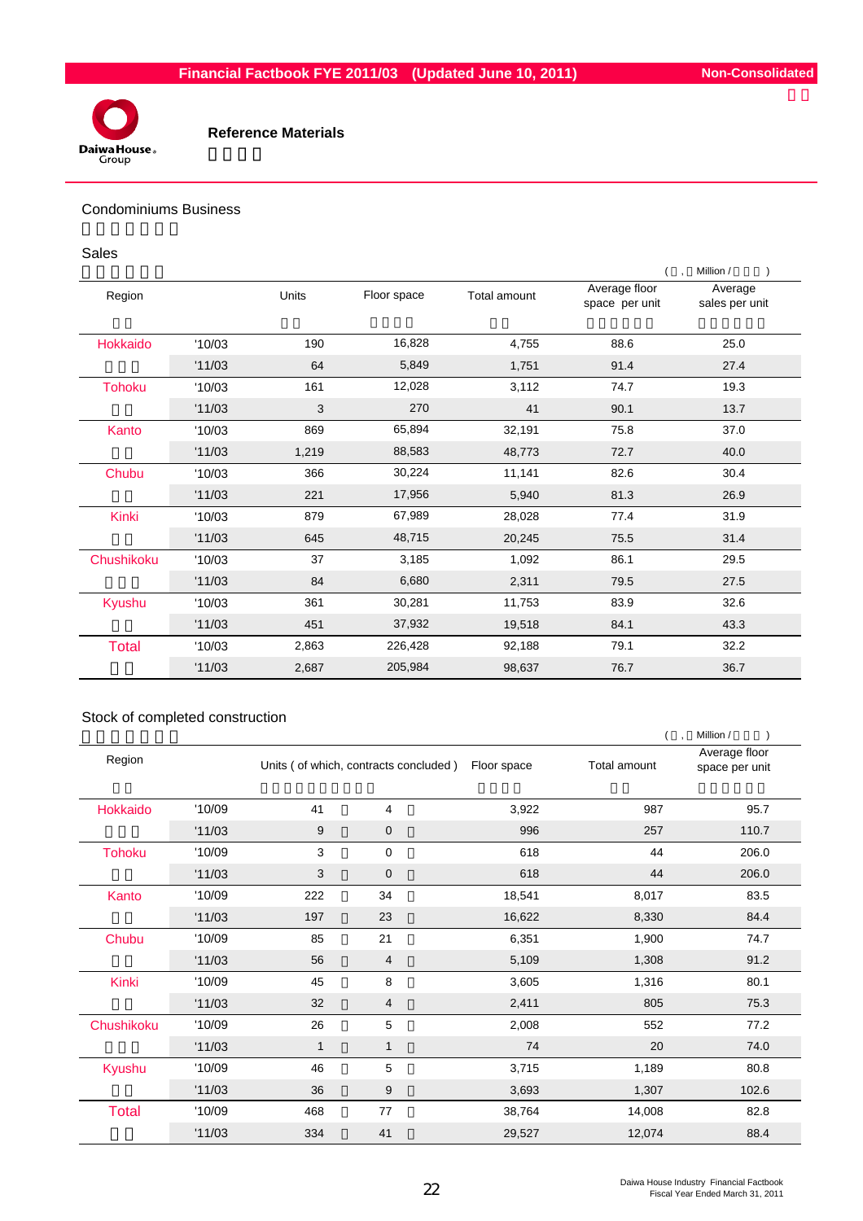# Reference Materials

## Condominiums Business

### Sales

( , Million / )

| Region | | Units | Floor space | Total amount | Average floor space per unit | Average sales per unit |
|---|---|---|---|---|---|---|
| Hokkaido | '10/03 | 190 | 16,828 | 4,755 | 88.6 | 25.0 |
| | '11/03 | 64 | 5,849 | 1,751 | 91.4 | 27.4 |
| Tohoku | '10/03 | 161 | 12,028 | 3,112 | 74.7 | 19.3 |
| | '11/03 | 3 | 270 | 41 | 90.1 | 13.7 |
| Kanto | '10/03 | 869 | 65,894 | 32,191 | 75.8 | 37.0 |
| | '11/03 | 1,219 | 88,583 | 48,773 | 72.7 | 40.0 |
| Chubu | '10/03 | 366 | 30,224 | 11,141 | 82.6 | 30.4 |
| | '11/03 | 221 | 17,956 | 5,940 | 81.3 | 26.9 |
| Kinki | '10/03 | 879 | 67,989 | 28,028 | 77.4 | 31.9 |
| | '11/03 | 645 | 48,715 | 20,245 | 75.5 | 31.4 |
| Chushikoku | '10/03 | 37 | 3,185 | 1,092 | 86.1 | 29.5 |
| | '11/03 | 84 | 6,680 | 2,311 | 79.5 | 27.5 |
| Kyushu | '10/03 | 361 | 30,281 | 11,753 | 83.9 | 32.6 |
| | '11/03 | 451 | 37,932 | 19,518 | 84.1 | 43.3 |
| Total | '10/03 | 2,863 | 226,428 | 92,188 | 79.1 | 32.2 |
| | '11/03 | 2,687 | 205,984 | 98,637 | 76.7 | 36.7 |

### Stock of completed construction

( , Million / )

| Region | | Units | ( of which, contracts concluded ) | Floor space | Total amount | Average floor space per unit |
|---|---|---|---|---|---|---|
| Hokkaido | '10/09 | 41 | 4 | 3,922 | 987 | 95.7 |
| | '11/03 | 9 | 0 | 996 | 257 | 110.7 |
| Tohoku | '10/09 | 3 | 0 | 618 | 44 | 206.0 |
| | '11/03 | 3 | 0 | 618 | 44 | 206.0 |
| Kanto | '10/09 | 222 | 34 | 18,541 | 8,017 | 83.5 |
| | '11/03 | 197 | 23 | 16,622 | 8,330 | 84.4 |
| Chubu | '10/09 | 85 | 21 | 6,351 | 1,900 | 74.7 |
| | '11/03 | 56 | 4 | 5,109 | 1,308 | 91.2 |
| Kinki | '10/09 | 45 | 8 | 3,605 | 1,316 | 80.1 |
| | '11/03 | 32 | 4 | 2,411 | 805 | 75.3 |
| Chushikoku | '10/09 | 26 | 5 | 2,008 | 552 | 77.2 |
| | '11/03 | 1 | 1 | 74 | 20 | 74.0 |
| Kyushu | '10/09 | 46 | 5 | 3,715 | 1,189 | 80.8 |
| | '11/03 | 36 | 9 | 3,693 | 1,307 | 102.6 |
| Total | '10/09 | 468 | 77 | 38,764 | 14,008 | 82.8 |
| | '11/03 | 334 | 41 | 29,527 | 12,074 | 88.4 |